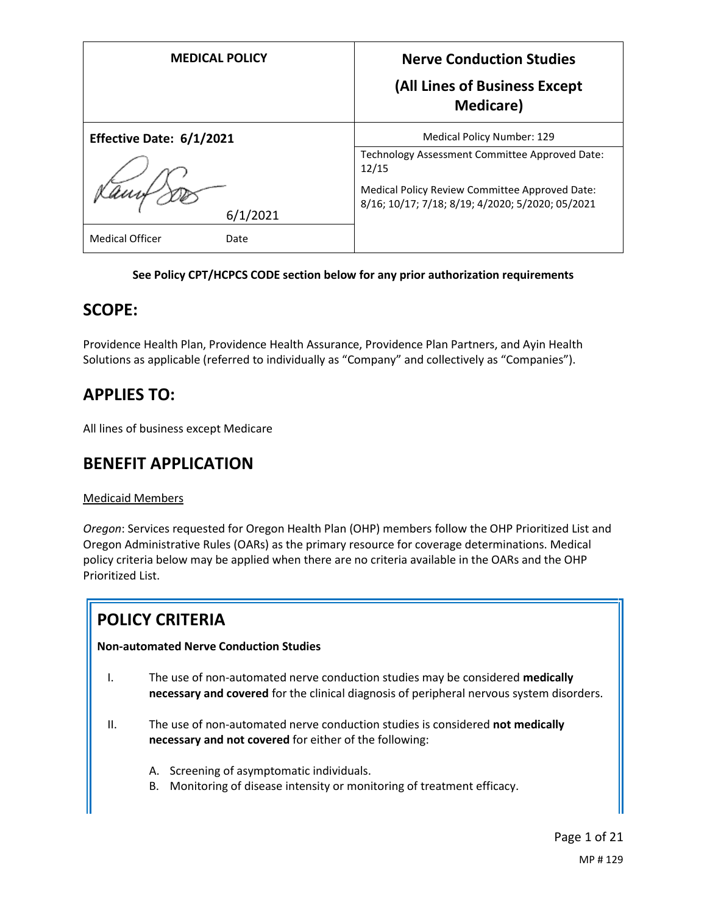| MEDICAL POLICY | Nerve Conduction Studies (All Lines of Business Except Medicare) |
| --- | --- |
| **Effective Date: 6/1/2021** | Medical Policy Number: 129 |
| 6/1/2021 | Technology Assessment Committee Approved Date: 12/15<br>Medical Policy Review Committee Approved Date: 8/16; 10/17; 7/18; 8/19; 4/2020; 5/2020; 05/2021 |
| Medical Officer     Date | |

**See Policy CPT/HCPCS CODE section below for any prior authorization requirements**

## SCOPE:

Providence Health Plan, Providence Health Assurance, Providence Plan Partners, and Ayin Health Solutions as applicable (referred to individually as "Company" and collectively as "Companies").

## APPLIES TO:

All lines of business except Medicare

## BENEFIT APPLICATION

Medicaid Members

*Oregon*: Services requested for Oregon Health Plan (OHP) members follow the OHP Prioritized List and Oregon Administrative Rules (OARs) as the primary resource for coverage determinations. Medical policy criteria below may be applied when there are no criteria available in the OARs and the OHP Prioritized List.

## POLICY CRITERIA

**Non-automated Nerve Conduction Studies**

I. The use of non-automated nerve conduction studies may be considered **medically necessary and covered** for the clinical diagnosis of peripheral nervous system disorders.

II. The use of non-automated nerve conduction studies is considered **not medically necessary and not covered** for either of the following:

   A. Screening of asymptomatic individuals.
   B. Monitoring of disease intensity or monitoring of treatment efficacy.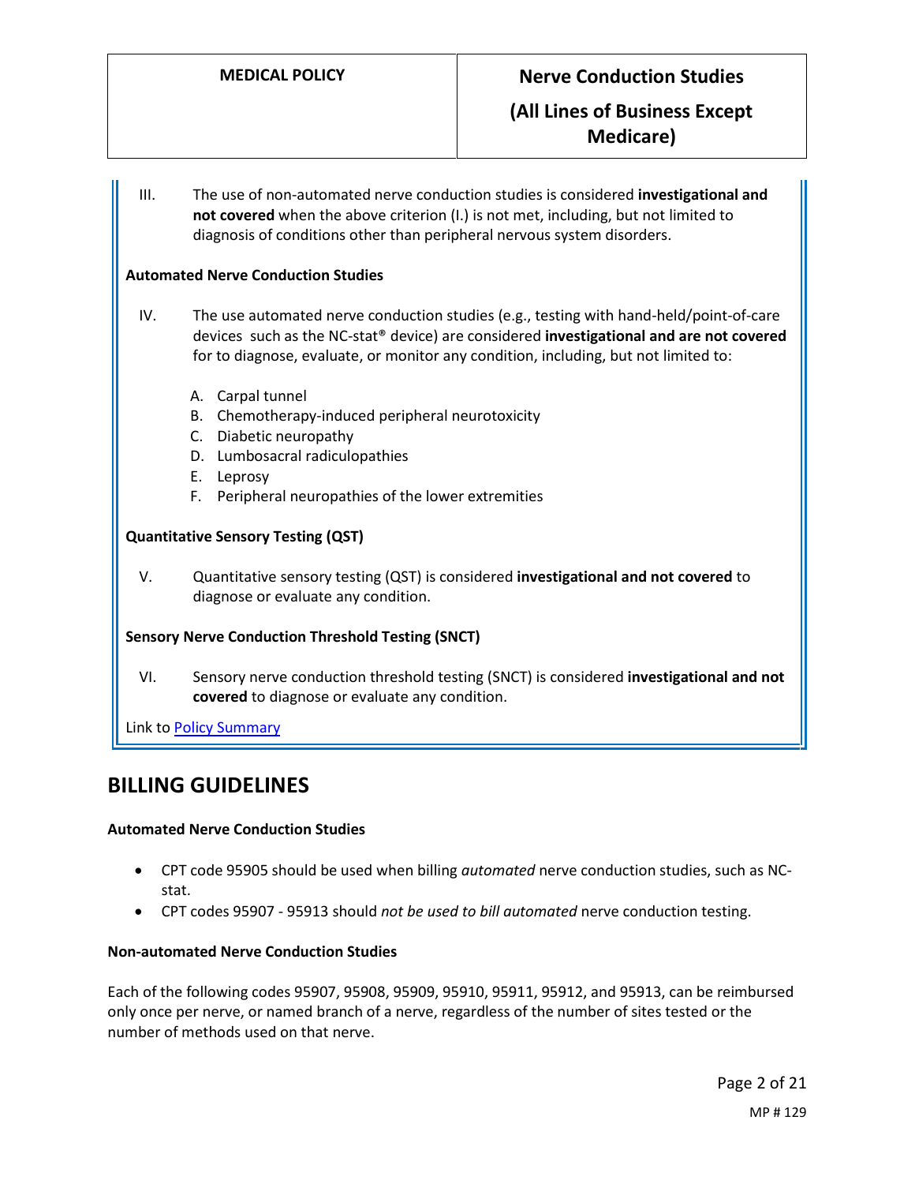III. The use of non-automated nerve conduction studies is considered **investigational and not covered** when the above criterion (I.) is not met, including, but not limited to diagnosis of conditions other than peripheral nervous system disorders.

**Automated Nerve Conduction Studies**

IV. The use automated nerve conduction studies (e.g., testing with hand-held/point-of-care devices such as the NC-stat® device) are considered **investigational and are not covered** for to diagnose, evaluate, or monitor any condition, including, but not limited to:

A. Carpal tunnel
B. Chemotherapy-induced peripheral neurotoxicity
C. Diabetic neuropathy
D. Lumbosacral radiculopathies
E. Leprosy
F. Peripheral neuropathies of the lower extremities

**Quantitative Sensory Testing (QST)**

V. Quantitative sensory testing (QST) is considered **investigational and not covered** to diagnose or evaluate any condition.

**Sensory Nerve Conduction Threshold Testing (SNCT)**

VI. Sensory nerve conduction threshold testing (SNCT) is considered **investigational and not covered** to diagnose or evaluate any condition.

Link to Policy Summary

## BILLING GUIDELINES

**Automated Nerve Conduction Studies**

- CPT code 95905 should be used when billing *automated* nerve conduction studies, such as NC-stat.
- CPT codes 95907 - 95913 should *not be used to bill automated* nerve conduction testing.

**Non-automated Nerve Conduction Studies**

Each of the following codes 95907, 95908, 95909, 95910, 95911, 95912, and 95913, can be reimbursed only once per nerve, or named branch of a nerve, regardless of the number of sites tested or the number of methods used on that nerve.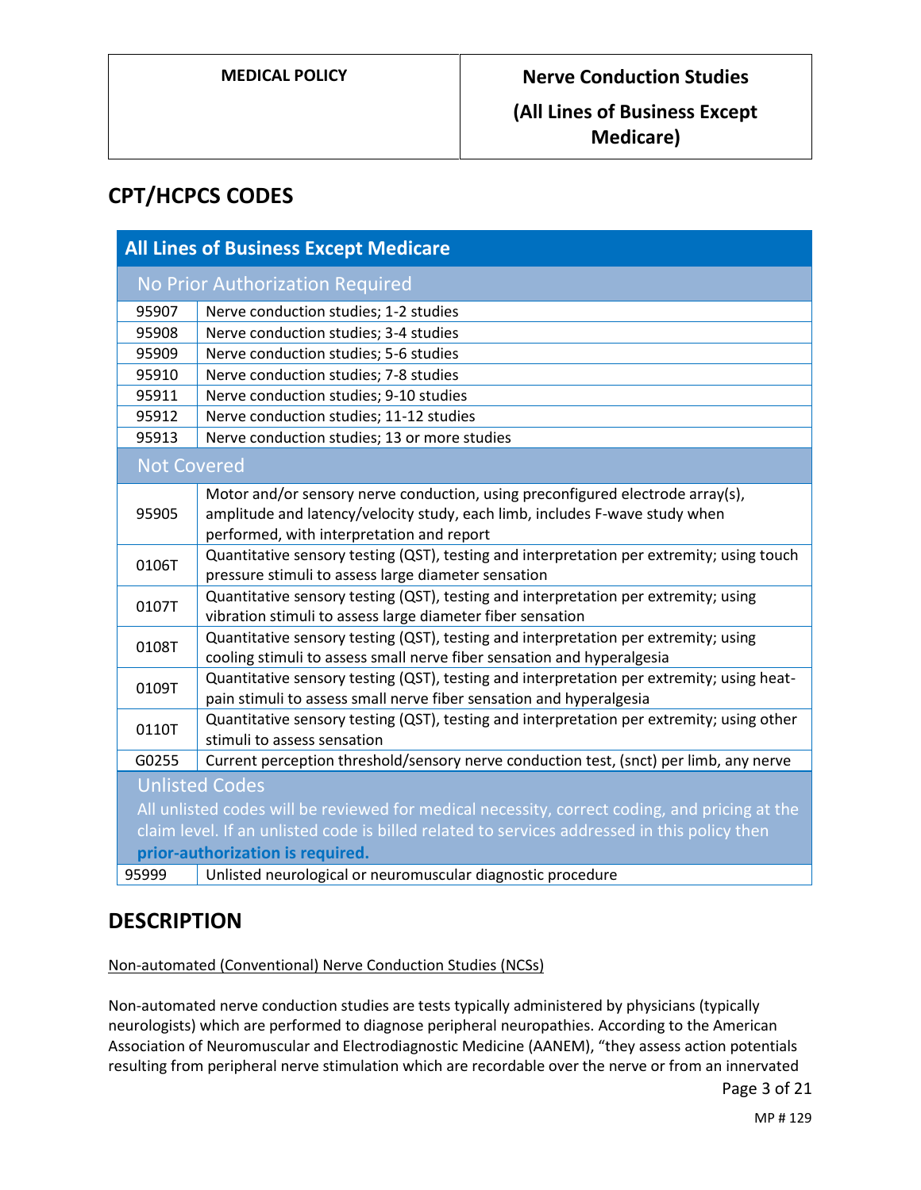## CPT/HCPCS CODES

| All Lines of Business Except Medicare | |
|---|---|
| **No Prior Authorization Required** | |
| 95907 | Nerve conduction studies; 1-2 studies |
| 95908 | Nerve conduction studies; 3-4 studies |
| 95909 | Nerve conduction studies; 5-6 studies |
| 95910 | Nerve conduction studies; 7-8 studies |
| 95911 | Nerve conduction studies; 9-10 studies |
| 95912 | Nerve conduction studies; 11-12 studies |
| 95913 | Nerve conduction studies; 13 or more studies |
| **Not Covered** | |
| 95905 | Motor and/or sensory nerve conduction, using preconfigured electrode array(s), amplitude and latency/velocity study, each limb, includes F-wave study when performed, with interpretation and report |
| 0106T | Quantitative sensory testing (QST), testing and interpretation per extremity; using touch pressure stimuli to assess large diameter sensation |
| 0107T | Quantitative sensory testing (QST), testing and interpretation per extremity; using vibration stimuli to assess large diameter fiber sensation |
| 0108T | Quantitative sensory testing (QST), testing and interpretation per extremity; using cooling stimuli to assess small nerve fiber sensation and hyperalgesia |
| 0109T | Quantitative sensory testing (QST), testing and interpretation per extremity; using heat-pain stimuli to assess small nerve fiber sensation and hyperalgesia |
| 0110T | Quantitative sensory testing (QST), testing and interpretation per extremity; using other stimuli to assess sensation |
| G0255 | Current perception threshold/sensory nerve conduction test, (snct) per limb, any nerve |
| **Unlisted Codes**<br>All unlisted codes will be reviewed for medical necessity, correct coding, and pricing at the claim level. If an unlisted code is billed related to services addressed in this policy then **prior-authorization is required.** | |
| 95999 | Unlisted neurological or neuromuscular diagnostic procedure |

## DESCRIPTION

Non-automated (Conventional) Nerve Conduction Studies (NCSs)

Non-automated nerve conduction studies are tests typically administered by physicians (typically neurologists) which are performed to diagnose peripheral neuropathies. According to the American Association of Neuromuscular and Electrodiagnostic Medicine (AANEM), "they assess action potentials resulting from peripheral nerve stimulation which are recordable over the nerve or from an innervated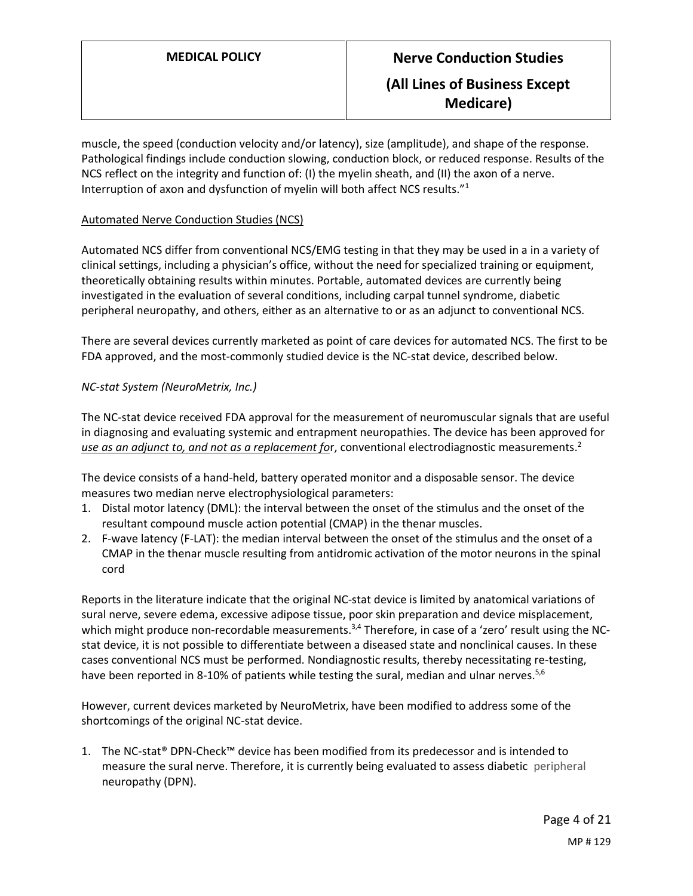muscle, the speed (conduction velocity and/or latency), size (amplitude), and shape of the response. Pathological findings include conduction slowing, conduction block, or reduced response. Results of the NCS reflect on the integrity and function of: (I) the myelin sheath, and (II) the axon of a nerve. Interruption of axon and dysfunction of myelin will both affect NCS results."[1]

Automated Nerve Conduction Studies (NCS)

Automated NCS differ from conventional NCS/EMG testing in that they may be used in a in a variety of clinical settings, including a physician's office, without the need for specialized training or equipment, theoretically obtaining results within minutes. Portable, automated devices are currently being investigated in the evaluation of several conditions, including carpal tunnel syndrome, diabetic peripheral neuropathy, and others, either as an alternative to or as an adjunct to conventional NCS.

There are several devices currently marketed as point of care devices for automated NCS. The first to be FDA approved, and the most-commonly studied device is the NC-stat device, described below.

*NC-stat System (NeuroMetrix, Inc.)*

The NC-stat device received FDA approval for the measurement of neuromuscular signals that are useful in diagnosing and evaluating systemic and entrapment neuropathies. The device has been approved for ***use as an adjunct to, and not as a replacement fo***r, conventional electrodiagnostic measurements.[2]

The device consists of a hand-held, battery operated monitor and a disposable sensor. The device measures two median nerve electrophysiological parameters:

1. Distal motor latency (DML): the interval between the onset of the stimulus and the onset of the resultant compound muscle action potential (CMAP) in the thenar muscles.
2. F-wave latency (F-LAT): the median interval between the onset of the stimulus and the onset of a CMAP in the thenar muscle resulting from antidromic activation of the motor neurons in the spinal cord

Reports in the literature indicate that the original NC-stat device is limited by anatomical variations of sural nerve, severe edema, excessive adipose tissue, poor skin preparation and device misplacement, which might produce non-recordable measurements.[3,4] Therefore, in case of a 'zero' result using the NC-stat device, it is not possible to differentiate between a diseased state and nonclinical causes. In these cases conventional NCS must be performed. Nondiagnostic results, thereby necessitating re-testing, have been reported in 8-10% of patients while testing the sural, median and ulnar nerves.[5,6]

However, current devices marketed by NeuroMetrix, have been modified to address some of the shortcomings of the original NC-stat device.

1. The NC-stat® DPN-Check™ device has been modified from its predecessor and is intended to measure the sural nerve. Therefore, it is currently being evaluated to assess diabetic peripheral neuropathy (DPN).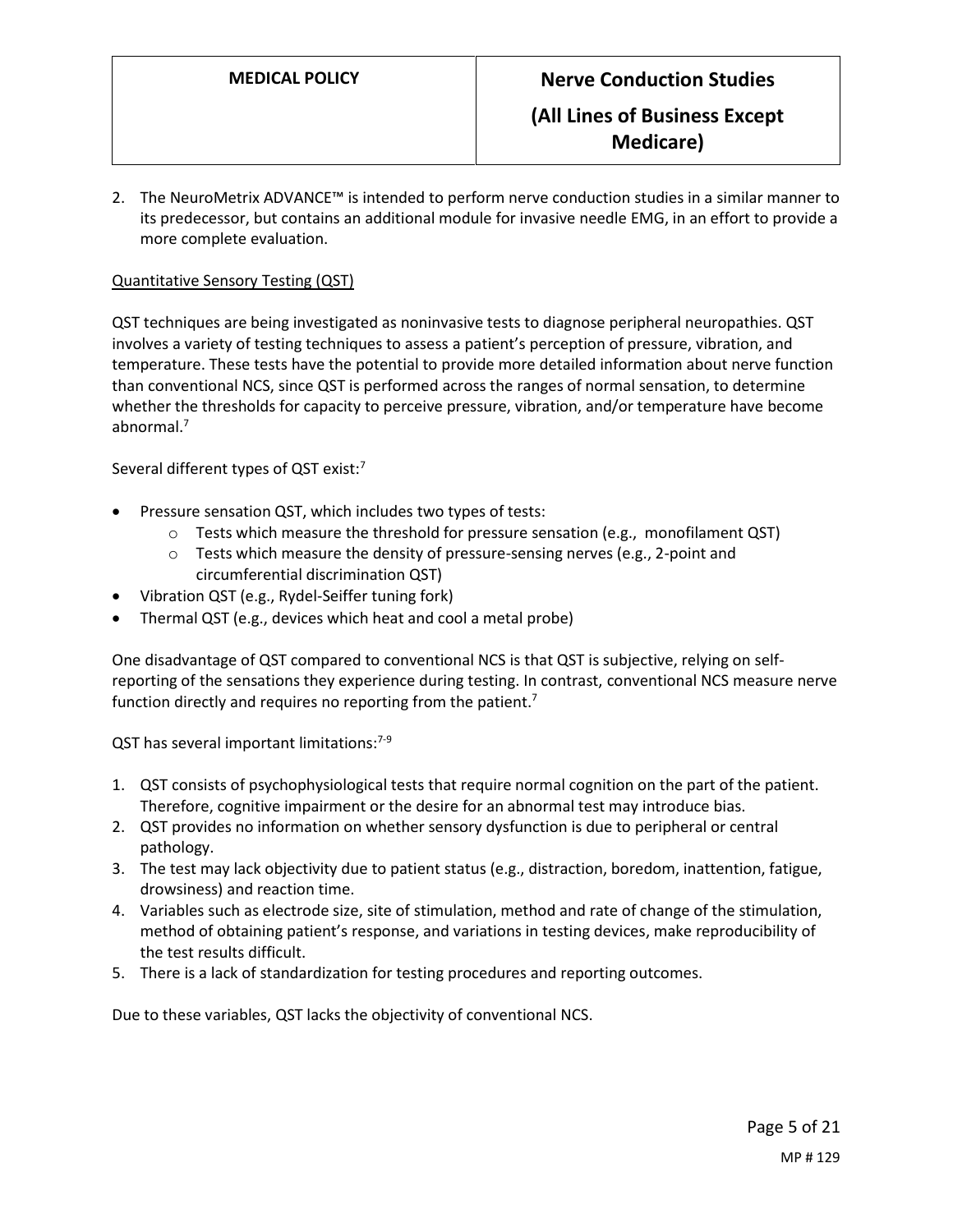2. The NeuroMetrix ADVANCE™ is intended to perform nerve conduction studies in a similar manner to its predecessor, but contains an additional module for invasive needle EMG, in an effort to provide a more complete evaluation.

Quantitative Sensory Testing (QST)

QST techniques are being investigated as noninvasive tests to diagnose peripheral neuropathies. QST involves a variety of testing techniques to assess a patient's perception of pressure, vibration, and temperature. These tests have the potential to provide more detailed information about nerve function than conventional NCS, since QST is performed across the ranges of normal sensation, to determine whether the thresholds for capacity to perceive pressure, vibration, and/or temperature have become abnormal.[7]

Several different types of QST exist:[7]

- Pressure sensation QST, which includes two types of tests:
    - Tests which measure the threshold for pressure sensation (e.g., monofilament QST)
    - Tests which measure the density of pressure-sensing nerves (e.g., 2-point and circumferential discrimination QST)
- Vibration QST (e.g., Rydel-Seiffer tuning fork)
- Thermal QST (e.g., devices which heat and cool a metal probe)

One disadvantage of QST compared to conventional NCS is that QST is subjective, relying on self-reporting of the sensations they experience during testing. In contrast, conventional NCS measure nerve function directly and requires no reporting from the patient.[7]

QST has several important limitations:[7-9]

1. QST consists of psychophysiological tests that require normal cognition on the part of the patient. Therefore, cognitive impairment or the desire for an abnormal test may introduce bias.
2. QST provides no information on whether sensory dysfunction is due to peripheral or central pathology.
3. The test may lack objectivity due to patient status (e.g., distraction, boredom, inattention, fatigue, drowsiness) and reaction time.
4. Variables such as electrode size, site of stimulation, method and rate of change of the stimulation, method of obtaining patient's response, and variations in testing devices, make reproducibility of the test results difficult.
5. There is a lack of standardization for testing procedures and reporting outcomes.

Due to these variables, QST lacks the objectivity of conventional NCS.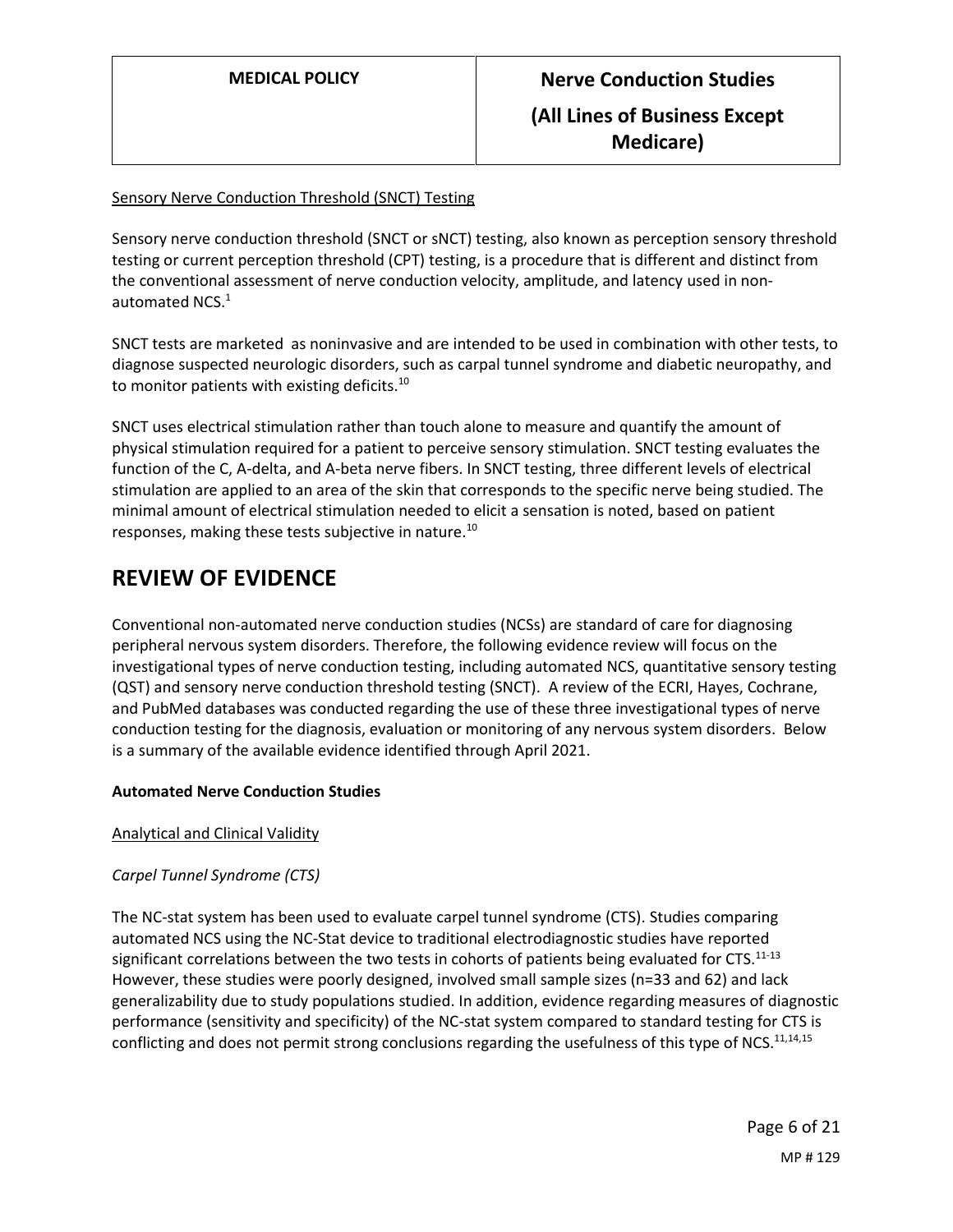Sensory Nerve Conduction Threshold (SNCT) Testing

Sensory nerve conduction threshold (SNCT or sNCT) testing, also known as perception sensory threshold testing or current perception threshold (CPT) testing, is a procedure that is different and distinct from the conventional assessment of nerve conduction velocity, amplitude, and latency used in non-automated NCS.[1]

SNCT tests are marketed as noninvasive and are intended to be used in combination with other tests, to diagnose suspected neurologic disorders, such as carpal tunnel syndrome and diabetic neuropathy, and to monitor patients with existing deficits.[10]

SNCT uses electrical stimulation rather than touch alone to measure and quantify the amount of physical stimulation required for a patient to perceive sensory stimulation. SNCT testing evaluates the function of the C, A-delta, and A-beta nerve fibers. In SNCT testing, three different levels of electrical stimulation are applied to an area of the skin that corresponds to the specific nerve being studied. The minimal amount of electrical stimulation needed to elicit a sensation is noted, based on patient responses, making these tests subjective in nature.[10]

# REVIEW OF EVIDENCE

Conventional non-automated nerve conduction studies (NCSs) are standard of care for diagnosing peripheral nervous system disorders. Therefore, the following evidence review will focus on the investigational types of nerve conduction testing, including automated NCS, quantitative sensory testing (QST) and sensory nerve conduction threshold testing (SNCT). A review of the ECRI, Hayes, Cochrane, and PubMed databases was conducted regarding the use of these three investigational types of nerve conduction testing for the diagnosis, evaluation or monitoring of any nervous system disorders. Below is a summary of the available evidence identified through April 2021.

**Automated Nerve Conduction Studies**

Analytical and Clinical Validity

*Carpel Tunnel Syndrome (CTS)*

The NC-stat system has been used to evaluate carpel tunnel syndrome (CTS). Studies comparing automated NCS using the NC-Stat device to traditional electrodiagnostic studies have reported significant correlations between the two tests in cohorts of patients being evaluated for CTS.[11-13] However, these studies were poorly designed, involved small sample sizes (n=33 and 62) and lack generalizability due to study populations studied. In addition, evidence regarding measures of diagnostic performance (sensitivity and specificity) of the NC-stat system compared to standard testing for CTS is conflicting and does not permit strong conclusions regarding the usefulness of this type of NCS.[11,14,15]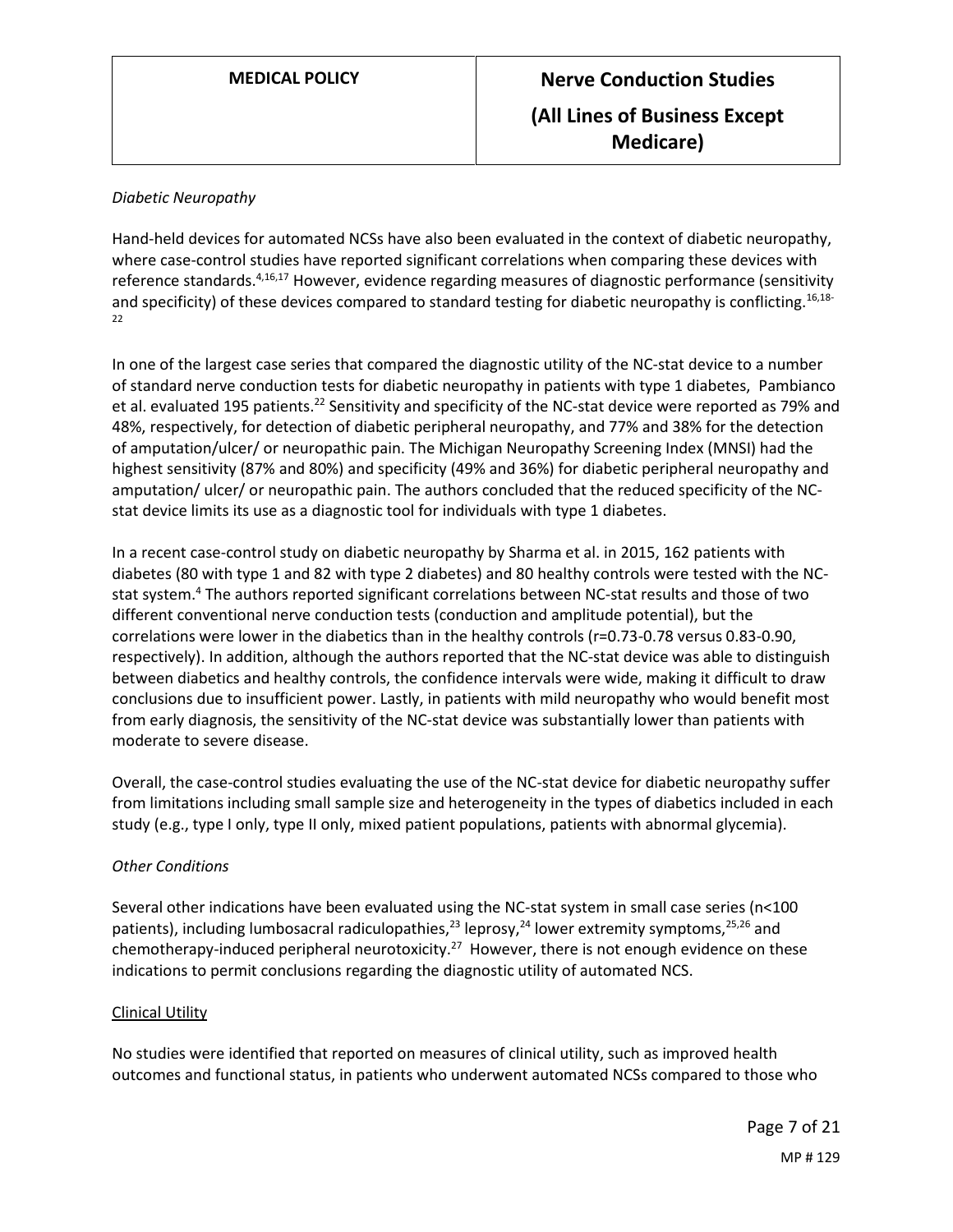*Diabetic Neuropathy*

Hand-held devices for automated NCSs have also been evaluated in the context of diabetic neuropathy, where case-control studies have reported significant correlations when comparing these devices with reference standards.[4,16,17] However, evidence regarding measures of diagnostic performance (sensitivity and specificity) of these devices compared to standard testing for diabetic neuropathy is conflicting.[16,18-22]

In one of the largest case series that compared the diagnostic utility of the NC-stat device to a number of standard nerve conduction tests for diabetic neuropathy in patients with type 1 diabetes, Pambianco et al. evaluated 195 patients.[22] Sensitivity and specificity of the NC-stat device were reported as 79% and 48%, respectively, for detection of diabetic peripheral neuropathy, and 77% and 38% for the detection of amputation/ulcer/ or neuropathic pain. The Michigan Neuropathy Screening Index (MNSI) had the highest sensitivity (87% and 80%) and specificity (49% and 36%) for diabetic peripheral neuropathy and amputation/ ulcer/ or neuropathic pain. The authors concluded that the reduced specificity of the NC-stat device limits its use as a diagnostic tool for individuals with type 1 diabetes.

In a recent case-control study on diabetic neuropathy by Sharma et al. in 2015, 162 patients with diabetes (80 with type 1 and 82 with type 2 diabetes) and 80 healthy controls were tested with the NC-stat system.[4] The authors reported significant correlations between NC-stat results and those of two different conventional nerve conduction tests (conduction and amplitude potential), but the correlations were lower in the diabetics than in the healthy controls ($r$=0.73-0.78 versus 0.83-0.90, respectively). In addition, although the authors reported that the NC-stat device was able to distinguish between diabetics and healthy controls, the confidence intervals were wide, making it difficult to draw conclusions due to insufficient power. Lastly, in patients with mild neuropathy who would benefit most from early diagnosis, the sensitivity of the NC-stat device was substantially lower than patients with moderate to severe disease.

Overall, the case-control studies evaluating the use of the NC-stat device for diabetic neuropathy suffer from limitations including small sample size and heterogeneity in the types of diabetics included in each study (e.g., type I only, type II only, mixed patient populations, patients with abnormal glycemia).

*Other Conditions*

Several other indications have been evaluated using the NC-stat system in small case series (n<100 patients), including lumbosacral radiculopathies,[23] leprosy,[24] lower extremity symptoms,[25,26] and chemotherapy-induced peripheral neurotoxicity.[27] However, there is not enough evidence on these indications to permit conclusions regarding the diagnostic utility of automated NCS.

<u>Clinical Utility</u>

No studies were identified that reported on measures of clinical utility, such as improved health outcomes and functional status, in patients who underwent automated NCSs compared to those who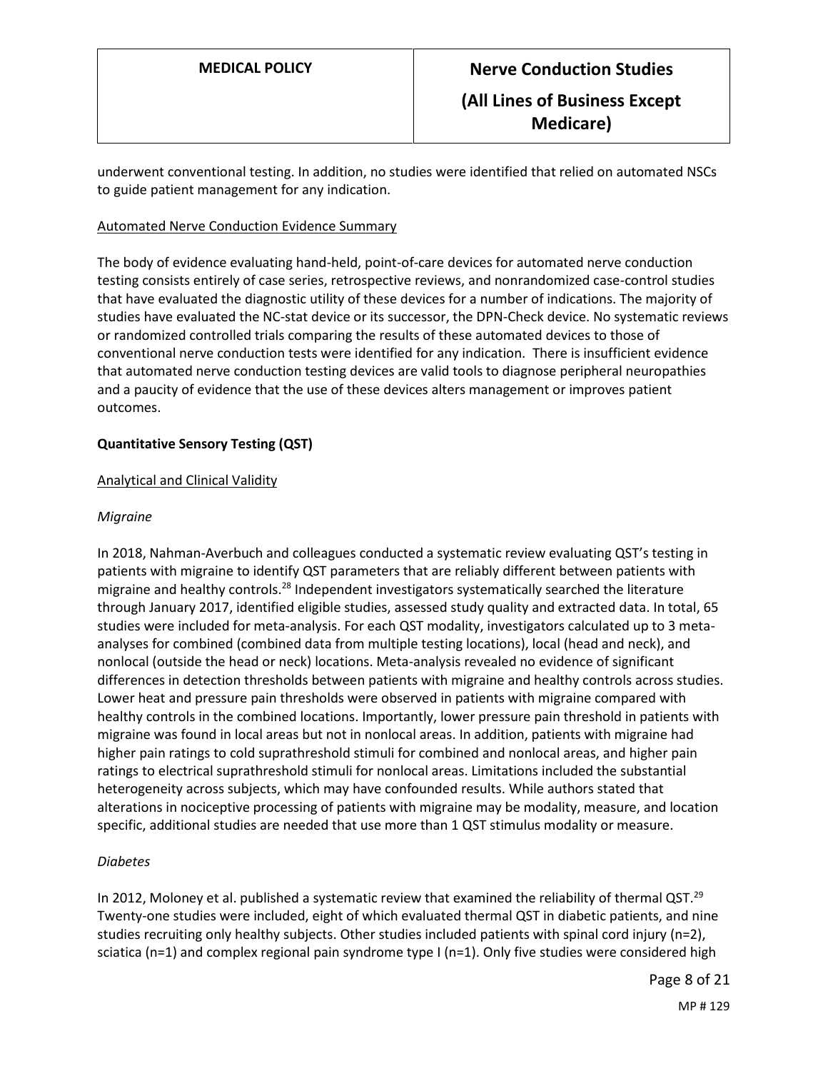underwent conventional testing. In addition, no studies were identified that relied on automated NSCs to guide patient management for any indication.

Automated Nerve Conduction Evidence Summary

The body of evidence evaluating hand-held, point-of-care devices for automated nerve conduction testing consists entirely of case series, retrospective reviews, and nonrandomized case-control studies that have evaluated the diagnostic utility of these devices for a number of indications. The majority of studies have evaluated the NC-stat device or its successor, the DPN-Check device. No systematic reviews or randomized controlled trials comparing the results of these automated devices to those of conventional nerve conduction tests were identified for any indication. There is insufficient evidence that automated nerve conduction testing devices are valid tools to diagnose peripheral neuropathies and a paucity of evidence that the use of these devices alters management or improves patient outcomes.

**Quantitative Sensory Testing (QST)**

Analytical and Clinical Validity

*Migraine*

In 2018, Nahman-Averbuch and colleagues conducted a systematic review evaluating QST's testing in patients with migraine to identify QST parameters that are reliably different between patients with migraine and healthy controls.[28] Independent investigators systematically searched the literature through January 2017, identified eligible studies, assessed study quality and extracted data. In total, 65 studies were included for meta-analysis. For each QST modality, investigators calculated up to 3 meta-analyses for combined (combined data from multiple testing locations), local (head and neck), and nonlocal (outside the head or neck) locations. Meta-analysis revealed no evidence of significant differences in detection thresholds between patients with migraine and healthy controls across studies. Lower heat and pressure pain thresholds were observed in patients with migraine compared with healthy controls in the combined locations. Importantly, lower pressure pain threshold in patients with migraine was found in local areas but not in nonlocal areas. In addition, patients with migraine had higher pain ratings to cold suprathreshold stimuli for combined and nonlocal areas, and higher pain ratings to electrical suprathreshold stimuli for nonlocal areas. Limitations included the substantial heterogeneity across subjects, which may have confounded results. While authors stated that alterations in nociceptive processing of patients with migraine may be modality, measure, and location specific, additional studies are needed that use more than 1 QST stimulus modality or measure.

*Diabetes*

In 2012, Moloney et al. published a systematic review that examined the reliability of thermal QST.[29] Twenty-one studies were included, eight of which evaluated thermal QST in diabetic patients, and nine studies recruiting only healthy subjects. Other studies included patients with spinal cord injury (n=2), sciatica (n=1) and complex regional pain syndrome type I (n=1). Only five studies were considered high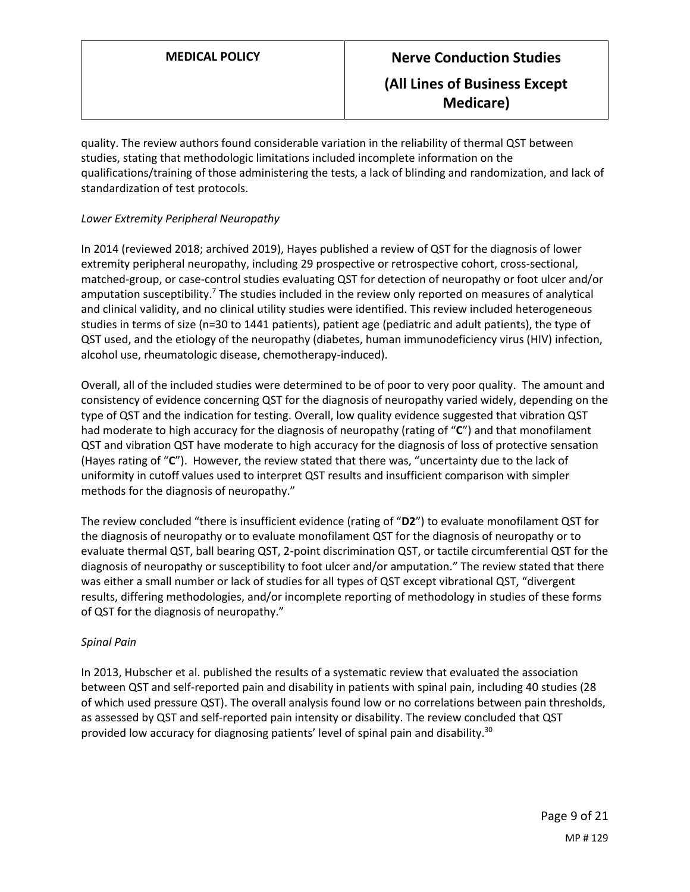quality. The review authors found considerable variation in the reliability of thermal QST between studies, stating that methodologic limitations included incomplete information on the qualifications/training of those administering the tests, a lack of blinding and randomization, and lack of standardization of test protocols.

*Lower Extremity Peripheral Neuropathy*

In 2014 (reviewed 2018; archived 2019), Hayes published a review of QST for the diagnosis of lower extremity peripheral neuropathy, including 29 prospective or retrospective cohort, cross-sectional, matched-group, or case-control studies evaluating QST for detection of neuropathy or foot ulcer and/or amputation susceptibility.[7] The studies included in the review only reported on measures of analytical and clinical validity, and no clinical utility studies were identified. This review included heterogeneous studies in terms of size (n=30 to 1441 patients), patient age (pediatric and adult patients), the type of QST used, and the etiology of the neuropathy (diabetes, human immunodeficiency virus (HIV) infection, alcohol use, rheumatologic disease, chemotherapy-induced).

Overall, all of the included studies were determined to be of poor to very poor quality. The amount and consistency of evidence concerning QST for the diagnosis of neuropathy varied widely, depending on the type of QST and the indication for testing. Overall, low quality evidence suggested that vibration QST had moderate to high accuracy for the diagnosis of neuropathy (rating of "**C**") and that monofilament QST and vibration QST have moderate to high accuracy for the diagnosis of loss of protective sensation (Hayes rating of "**C**"). However, the review stated that there was, "uncertainty due to the lack of uniformity in cutoff values used to interpret QST results and insufficient comparison with simpler methods for the diagnosis of neuropathy."

The review concluded "there is insufficient evidence (rating of "**D2**") to evaluate monofilament QST for the diagnosis of neuropathy or to evaluate monofilament QST for the diagnosis of neuropathy or to evaluate thermal QST, ball bearing QST, 2-point discrimination QST, or tactile circumferential QST for the diagnosis of neuropathy or susceptibility to foot ulcer and/or amputation." The review stated that there was either a small number or lack of studies for all types of QST except vibrational QST, "divergent results, differing methodologies, and/or incomplete reporting of methodology in studies of these forms of QST for the diagnosis of neuropathy."

*Spinal Pain*

In 2013, Hubscher et al. published the results of a systematic review that evaluated the association between QST and self-reported pain and disability in patients with spinal pain, including 40 studies (28 of which used pressure QST). The overall analysis found low or no correlations between pain thresholds, as assessed by QST and self-reported pain intensity or disability. The review concluded that QST provided low accuracy for diagnosing patients' level of spinal pain and disability.[30]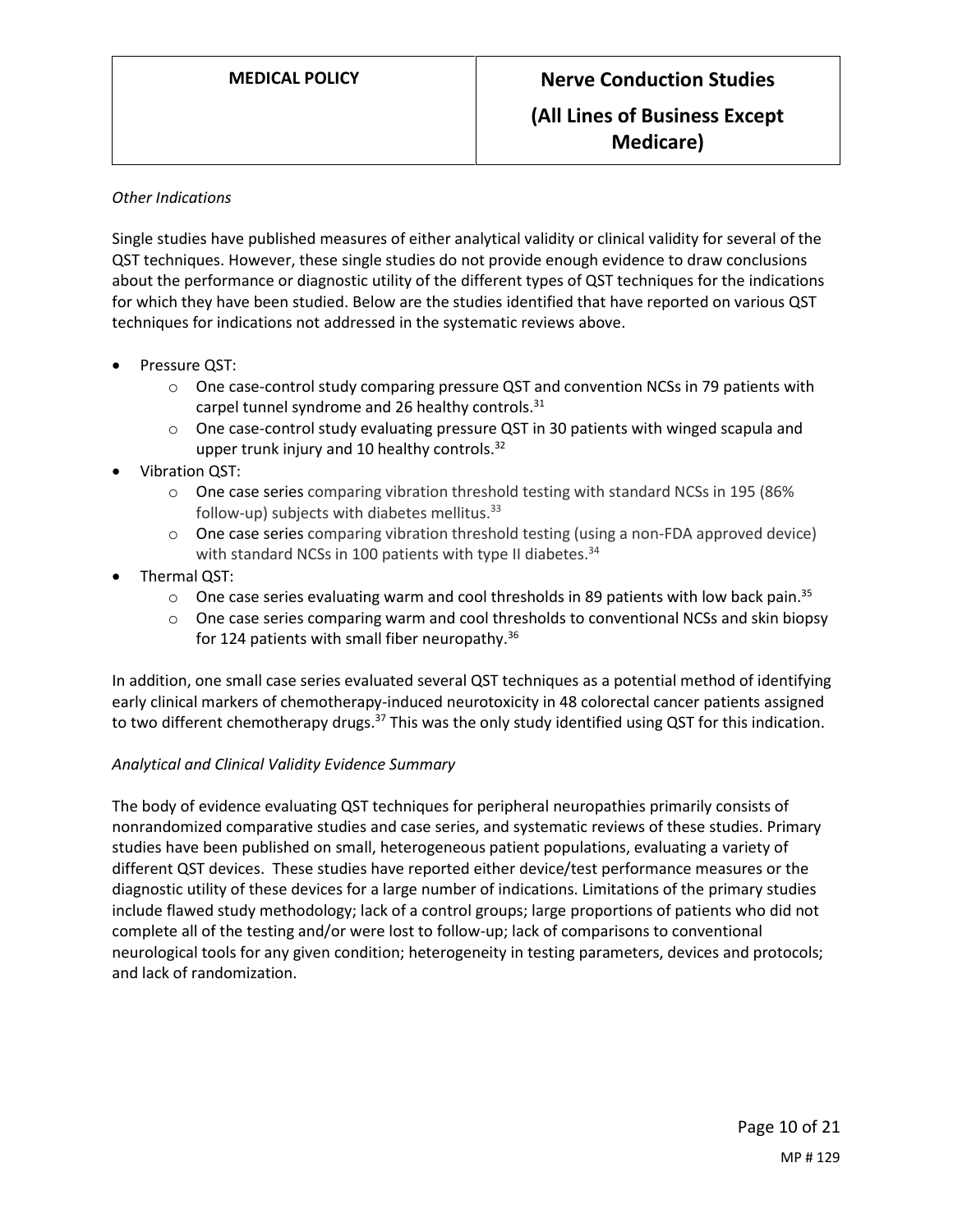*Other Indications*

Single studies have published measures of either analytical validity or clinical validity for several of the QST techniques. However, these single studies do not provide enough evidence to draw conclusions about the performance or diagnostic utility of the different types of QST techniques for the indications for which they have been studied. Below are the studies identified that have reported on various QST techniques for indications not addressed in the systematic reviews above.

- Pressure QST:
  - One case-control study comparing pressure QST and convention NCSs in 79 patients with carpel tunnel syndrome and 26 healthy controls.[31]
  - One case-control study evaluating pressure QST in 30 patients with winged scapula and upper trunk injury and 10 healthy controls.[32]
- Vibration QST:
  - One case series comparing vibration threshold testing with standard NCSs in 195 (86% follow-up) subjects with diabetes mellitus.[33]
  - One case series comparing vibration threshold testing (using a non-FDA approved device) with standard NCSs in 100 patients with type II diabetes.[34]
- Thermal QST:
  - One case series evaluating warm and cool thresholds in 89 patients with low back pain.[35]
  - One case series comparing warm and cool thresholds to conventional NCSs and skin biopsy for 124 patients with small fiber neuropathy.[36]

In addition, one small case series evaluated several QST techniques as a potential method of identifying early clinical markers of chemotherapy-induced neurotoxicity in 48 colorectal cancer patients assigned to two different chemotherapy drugs.[37] This was the only study identified using QST for this indication.

*Analytical and Clinical Validity Evidence Summary*

The body of evidence evaluating QST techniques for peripheral neuropathies primarily consists of nonrandomized comparative studies and case series, and systematic reviews of these studies. Primary studies have been published on small, heterogeneous patient populations, evaluating a variety of different QST devices. These studies have reported either device/test performance measures or the diagnostic utility of these devices for a large number of indications. Limitations of the primary studies include flawed study methodology; lack of a control groups; large proportions of patients who did not complete all of the testing and/or were lost to follow-up; lack of comparisons to conventional neurological tools for any given condition; heterogeneity in testing parameters, devices and protocols; and lack of randomization.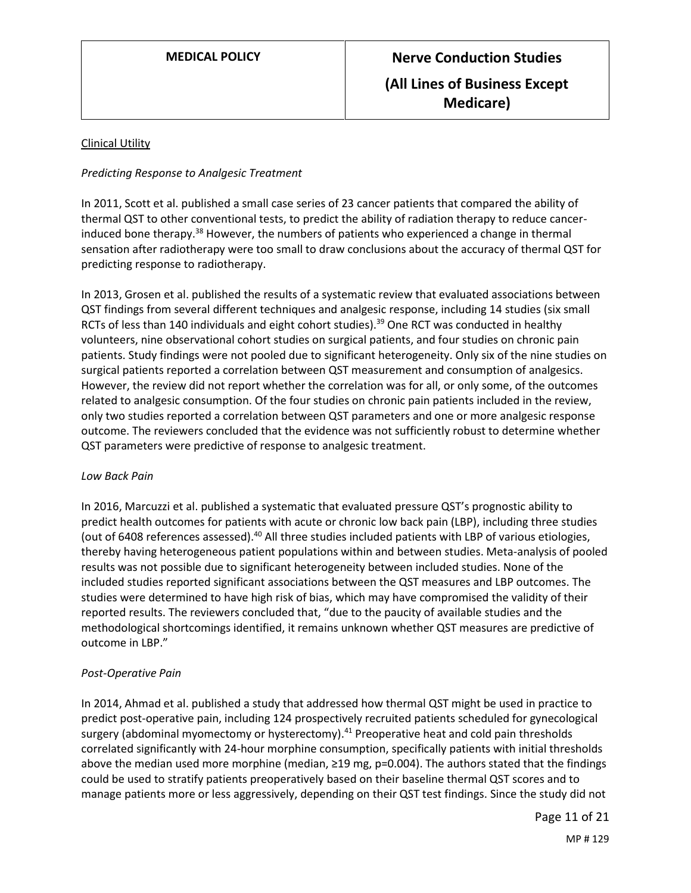Clinical Utility

*Predicting Response to Analgesic Treatment*

In 2011, Scott et al. published a small case series of 23 cancer patients that compared the ability of thermal QST to other conventional tests, to predict the ability of radiation therapy to reduce cancer-induced bone therapy.[38] However, the numbers of patients who experienced a change in thermal sensation after radiotherapy were too small to draw conclusions about the accuracy of thermal QST for predicting response to radiotherapy.

In 2013, Grosen et al. published the results of a systematic review that evaluated associations between QST findings from several different techniques and analgesic response, including 14 studies (six small RCTs of less than 140 individuals and eight cohort studies).[39] One RCT was conducted in healthy volunteers, nine observational cohort studies on surgical patients, and four studies on chronic pain patients. Study findings were not pooled due to significant heterogeneity. Only six of the nine studies on surgical patients reported a correlation between QST measurement and consumption of analgesics. However, the review did not report whether the correlation was for all, or only some, of the outcomes related to analgesic consumption. Of the four studies on chronic pain patients included in the review, only two studies reported a correlation between QST parameters and one or more analgesic response outcome. The reviewers concluded that the evidence was not sufficiently robust to determine whether QST parameters were predictive of response to analgesic treatment.

*Low Back Pain*

In 2016, Marcuzzi et al. published a systematic that evaluated pressure QST's prognostic ability to predict health outcomes for patients with acute or chronic low back pain (LBP), including three studies (out of 6408 references assessed).[40] All three studies included patients with LBP of various etiologies, thereby having heterogeneous patient populations within and between studies. Meta-analysis of pooled results was not possible due to significant heterogeneity between included studies. None of the included studies reported significant associations between the QST measures and LBP outcomes. The studies were determined to have high risk of bias, which may have compromised the validity of their reported results. The reviewers concluded that, "due to the paucity of available studies and the methodological shortcomings identified, it remains unknown whether QST measures are predictive of outcome in LBP."

*Post-Operative Pain*

In 2014, Ahmad et al. published a study that addressed how thermal QST might be used in practice to predict post-operative pain, including 124 prospectively recruited patients scheduled for gynecological surgery (abdominal myomectomy or hysterectomy).[41] Preoperative heat and cold pain thresholds correlated significantly with 24-hour morphine consumption, specifically patients with initial thresholds above the median used more morphine (median, ≥19 mg, $p=0.004$). The authors stated that the findings could be used to stratify patients preoperatively based on their baseline thermal QST scores and to manage patients more or less aggressively, depending on their QST test findings. Since the study did not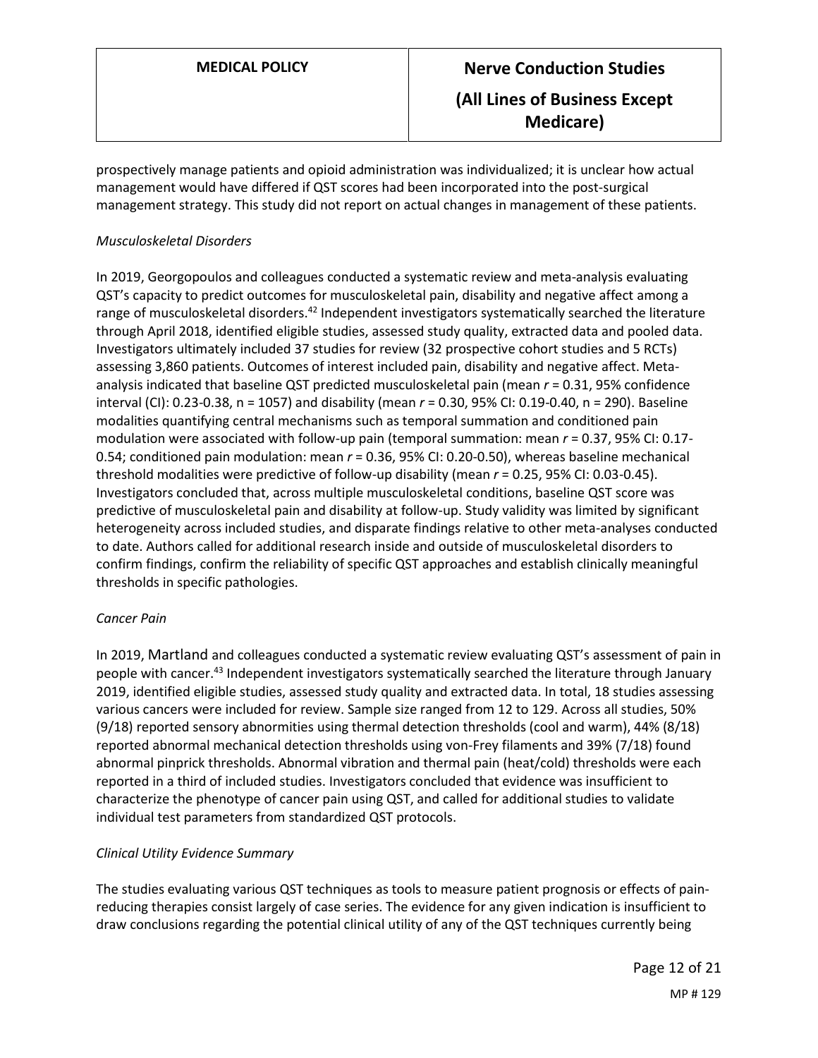prospectively manage patients and opioid administration was individualized; it is unclear how actual management would have differed if QST scores had been incorporated into the post-surgical management strategy. This study did not report on actual changes in management of these patients.

*Musculoskeletal Disorders*

In 2019, Georgopoulos and colleagues conducted a systematic review and meta-analysis evaluating QST's capacity to predict outcomes for musculoskeletal pain, disability and negative affect among a range of musculoskeletal disorders.[42] Independent investigators systematically searched the literature through April 2018, identified eligible studies, assessed study quality, extracted data and pooled data. Investigators ultimately included 37 studies for review (32 prospective cohort studies and 5 RCTs) assessing 3,860 patients. Outcomes of interest included pain, disability and negative affect. Meta-analysis indicated that baseline QST predicted musculoskeletal pain (mean $r$ = 0.31, 95% confidence interval (CI): 0.23-0.38, n = 1057) and disability (mean $r$ = 0.30, 95% CI: 0.19-0.40, n = 290). Baseline modalities quantifying central mechanisms such as temporal summation and conditioned pain modulation were associated with follow-up pain (temporal summation: mean $r$ = 0.37, 95% CI: 0.17-0.54; conditioned pain modulation: mean $r$ = 0.36, 95% CI: 0.20-0.50), whereas baseline mechanical threshold modalities were predictive of follow-up disability (mean $r$ = 0.25, 95% CI: 0.03-0.45). Investigators concluded that, across multiple musculoskeletal conditions, baseline QST score was predictive of musculoskeletal pain and disability at follow-up. Study validity was limited by significant heterogeneity across included studies, and disparate findings relative to other meta-analyses conducted to date. Authors called for additional research inside and outside of musculoskeletal disorders to confirm findings, confirm the reliability of specific QST approaches and establish clinically meaningful thresholds in specific pathologies.

*Cancer Pain*

In 2019, Martland and colleagues conducted a systematic review evaluating QST's assessment of pain in people with cancer.[43] Independent investigators systematically searched the literature through January 2019, identified eligible studies, assessed study quality and extracted data. In total, 18 studies assessing various cancers were included for review. Sample size ranged from 12 to 129. Across all studies, 50% (9/18) reported sensory abnormities using thermal detection thresholds (cool and warm), 44% (8/18) reported abnormal mechanical detection thresholds using von-Frey filaments and 39% (7/18) found abnormal pinprick thresholds. Abnormal vibration and thermal pain (heat/cold) thresholds were each reported in a third of included studies. Investigators concluded that evidence was insufficient to characterize the phenotype of cancer pain using QST, and called for additional studies to validate individual test parameters from standardized QST protocols.

*Clinical Utility Evidence Summary*

The studies evaluating various QST techniques as tools to measure patient prognosis or effects of pain-reducing therapies consist largely of case series. The evidence for any given indication is insufficient to draw conclusions regarding the potential clinical utility of any of the QST techniques currently being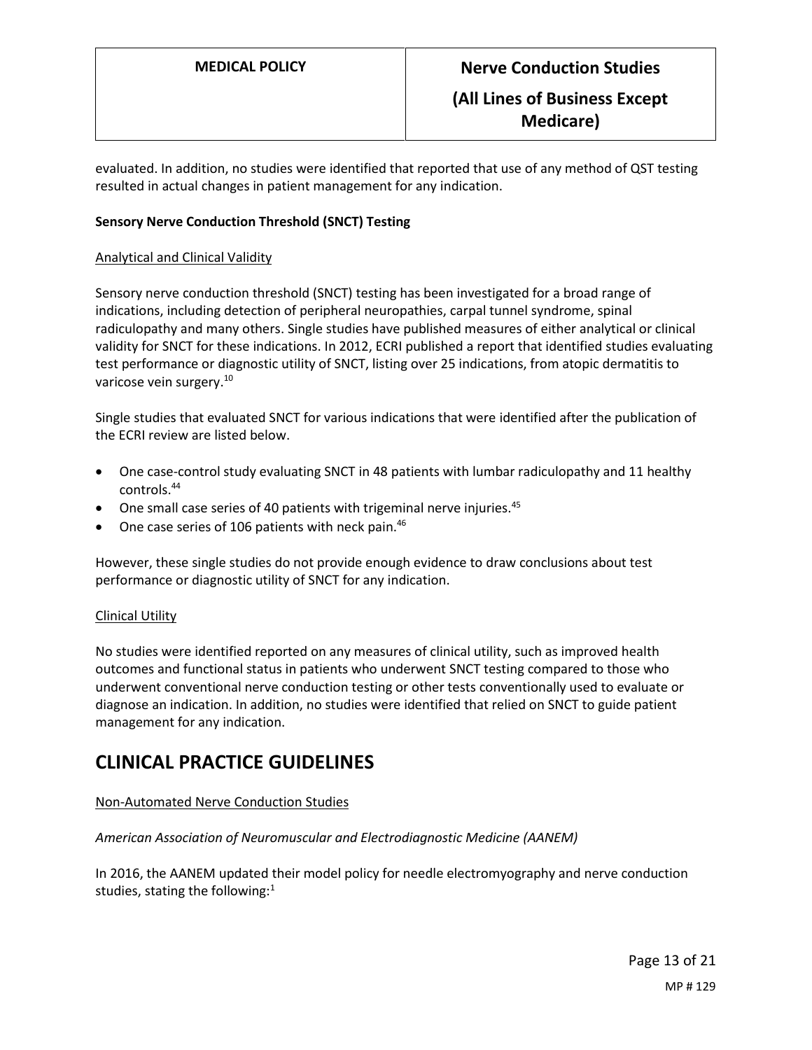evaluated. In addition, no studies were identified that reported that use of any method of QST testing resulted in actual changes in patient management for any indication.

**Sensory Nerve Conduction Threshold (SNCT) Testing**

Analytical and Clinical Validity

Sensory nerve conduction threshold (SNCT) testing has been investigated for a broad range of indications, including detection of peripheral neuropathies, carpal tunnel syndrome, spinal radiculopathy and many others. Single studies have published measures of either analytical or clinical validity for SNCT for these indications. In 2012, ECRI published a report that identified studies evaluating test performance or diagnostic utility of SNCT, listing over 25 indications, from atopic dermatitis to varicose vein surgery.[10]

Single studies that evaluated SNCT for various indications that were identified after the publication of the ECRI review are listed below.

- One case-control study evaluating SNCT in 48 patients with lumbar radiculopathy and 11 healthy controls.[44]
- One small case series of 40 patients with trigeminal nerve injuries.[45]
- One case series of 106 patients with neck pain.[46]

However, these single studies do not provide enough evidence to draw conclusions about test performance or diagnostic utility of SNCT for any indication.

Clinical Utility

No studies were identified reported on any measures of clinical utility, such as improved health outcomes and functional status in patients who underwent SNCT testing compared to those who underwent conventional nerve conduction testing or other tests conventionally used to evaluate or diagnose an indication. In addition, no studies were identified that relied on SNCT to guide patient management for any indication.

# CLINICAL PRACTICE GUIDELINES

Non-Automated Nerve Conduction Studies

*American Association of Neuromuscular and Electrodiagnostic Medicine (AANEM)*

In 2016, the AANEM updated their model policy for needle electromyography and nerve conduction studies, stating the following:[1]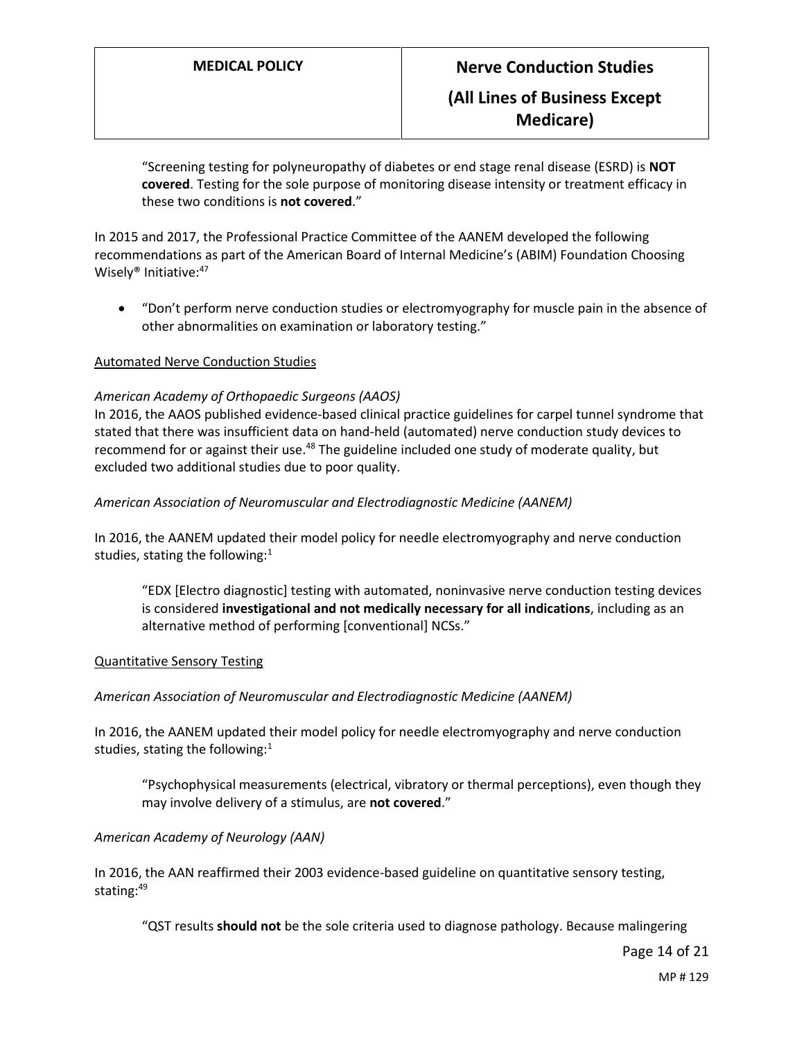> "Screening testing for polyneuropathy of diabetes or end stage renal disease (ESRD) is **NOT covered**. Testing for the sole purpose of monitoring disease intensity or treatment efficacy in these two conditions is **not covered**."

In 2015 and 2017, the Professional Practice Committee of the AANEM developed the following recommendations as part of the American Board of Internal Medicine's (ABIM) Foundation Choosing Wisely® Initiative:[47]

- "Don't perform nerve conduction studies or electromyography for muscle pain in the absence of other abnormalities on examination or laboratory testing."

<u>Automated Nerve Conduction Studies</u>

*American Academy of Orthopaedic Surgeons (AAOS)*

In 2016, the AAOS published evidence-based clinical practice guidelines for carpel tunnel syndrome that stated that there was insufficient data on hand-held (automated) nerve conduction study devices to recommend for or against their use.[48] The guideline included one study of moderate quality, but excluded two additional studies due to poor quality.

*American Association of Neuromuscular and Electrodiagnostic Medicine (AANEM)*

In 2016, the AANEM updated their model policy for needle electromyography and nerve conduction studies, stating the following:[1]

> "EDX [Electro diagnostic] testing with automated, noninvasive nerve conduction testing devices is considered **investigational and not medically necessary for all indications**, including as an alternative method of performing [conventional] NCSs."

<u>Quantitative Sensory Testing</u>

*American Association of Neuromuscular and Electrodiagnostic Medicine (AANEM)*

In 2016, the AANEM updated their model policy for needle electromyography and nerve conduction studies, stating the following:[1]

> "Psychophysical measurements (electrical, vibratory or thermal perceptions), even though they may involve delivery of a stimulus, are **not covered**."

*American Academy of Neurology (AAN)*

In 2016, the AAN reaffirmed their 2003 evidence-based guideline on quantitative sensory testing, stating:[49]

> "QST results **should not** be the sole criteria used to diagnose pathology. Because malingering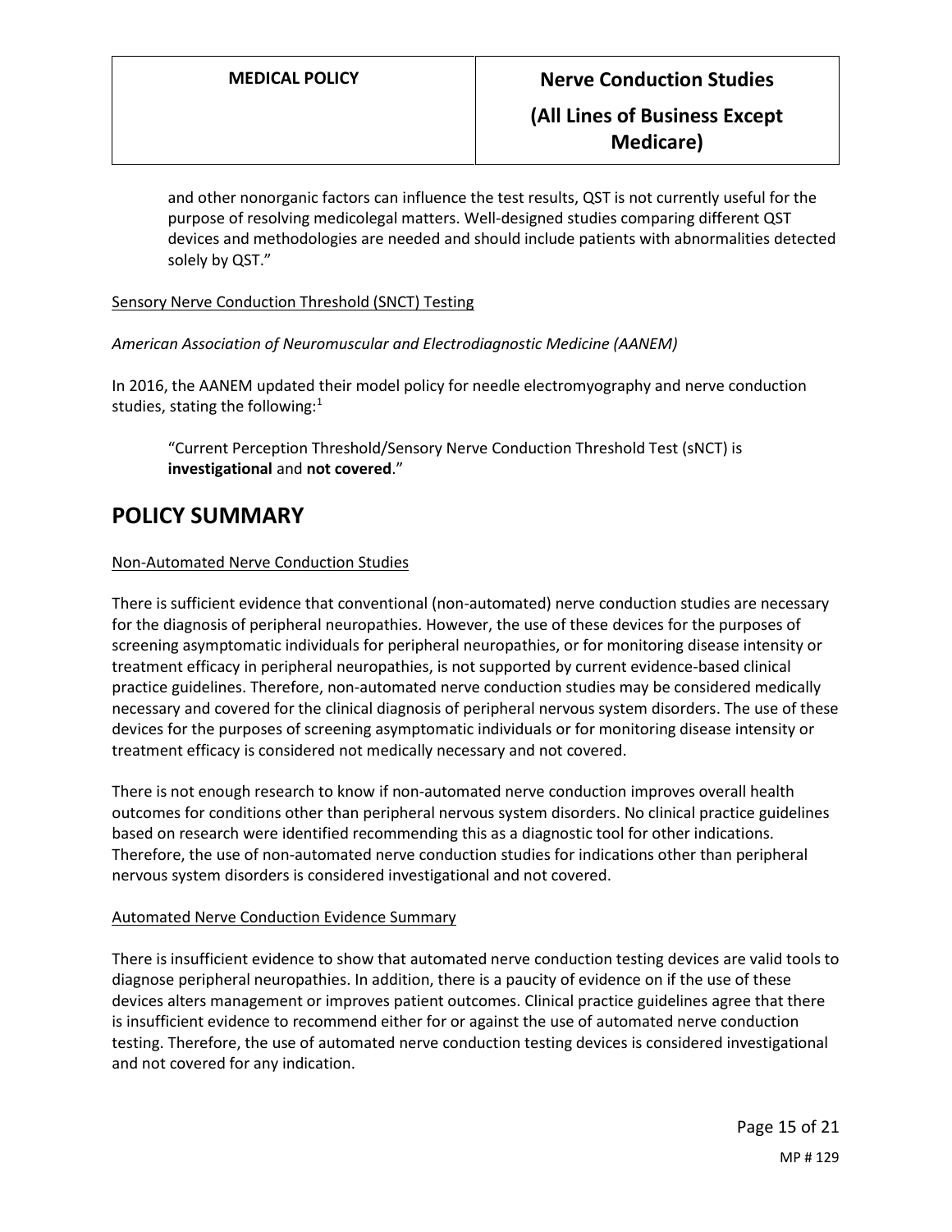> and other nonorganic factors can influence the test results, QST is not currently useful for the purpose of resolving medicolegal matters. Well-designed studies comparing different QST devices and methodologies are needed and should include patients with abnormalities detected solely by QST."

Sensory Nerve Conduction Threshold (SNCT) Testing

*American Association of Neuromuscular and Electrodiagnostic Medicine (AANEM)*

In 2016, the AANEM updated their model policy for needle electromyography and nerve conduction studies, stating the following:[1]

> "Current Perception Threshold/Sensory Nerve Conduction Threshold Test (sNCT) is **investigational** and **not covered**."

# POLICY SUMMARY

Non-Automated Nerve Conduction Studies

There is sufficient evidence that conventional (non-automated) nerve conduction studies are necessary for the diagnosis of peripheral neuropathies. However, the use of these devices for the purposes of screening asymptomatic individuals for peripheral neuropathies, or for monitoring disease intensity or treatment efficacy in peripheral neuropathies, is not supported by current evidence-based clinical practice guidelines. Therefore, non-automated nerve conduction studies may be considered medically necessary and covered for the clinical diagnosis of peripheral nervous system disorders. The use of these devices for the purposes of screening asymptomatic individuals or for monitoring disease intensity or treatment efficacy is considered not medically necessary and not covered.

There is not enough research to know if non-automated nerve conduction improves overall health outcomes for conditions other than peripheral nervous system disorders. No clinical practice guidelines based on research were identified recommending this as a diagnostic tool for other indications. Therefore, the use of non-automated nerve conduction studies for indications other than peripheral nervous system disorders is considered investigational and not covered.

Automated Nerve Conduction Evidence Summary

There is insufficient evidence to show that automated nerve conduction testing devices are valid tools to diagnose peripheral neuropathies. In addition, there is a paucity of evidence on if the use of these devices alters management or improves patient outcomes. Clinical practice guidelines agree that there is insufficient evidence to recommend either for or against the use of automated nerve conduction testing. Therefore, the use of automated nerve conduction testing devices is considered investigational and not covered for any indication.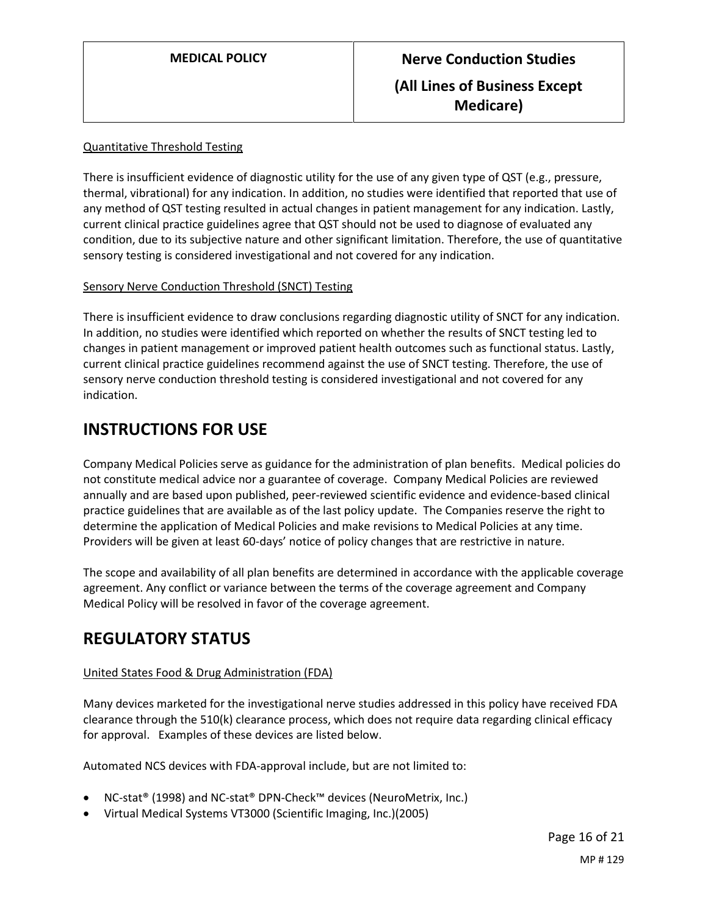Quantitative Threshold Testing

There is insufficient evidence of diagnostic utility for the use of any given type of QST (e.g., pressure, thermal, vibrational) for any indication. In addition, no studies were identified that reported that use of any method of QST testing resulted in actual changes in patient management for any indication. Lastly, current clinical practice guidelines agree that QST should not be used to diagnose of evaluated any condition, due to its subjective nature and other significant limitation. Therefore, the use of quantitative sensory testing is considered investigational and not covered for any indication.

Sensory Nerve Conduction Threshold (SNCT) Testing

There is insufficient evidence to draw conclusions regarding diagnostic utility of SNCT for any indication. In addition, no studies were identified which reported on whether the results of SNCT testing led to changes in patient management or improved patient health outcomes such as functional status. Lastly, current clinical practice guidelines recommend against the use of SNCT testing. Therefore, the use of sensory nerve conduction threshold testing is considered investigational and not covered for any indication.

# INSTRUCTIONS FOR USE

Company Medical Policies serve as guidance for the administration of plan benefits. Medical policies do not constitute medical advice nor a guarantee of coverage. Company Medical Policies are reviewed annually and are based upon published, peer-reviewed scientific evidence and evidence-based clinical practice guidelines that are available as of the last policy update. The Companies reserve the right to determine the application of Medical Policies and make revisions to Medical Policies at any time. Providers will be given at least 60-days' notice of policy changes that are restrictive in nature.

The scope and availability of all plan benefits are determined in accordance with the applicable coverage agreement. Any conflict or variance between the terms of the coverage agreement and Company Medical Policy will be resolved in favor of the coverage agreement.

# REGULATORY STATUS

United States Food & Drug Administration (FDA)

Many devices marketed for the investigational nerve studies addressed in this policy have received FDA clearance through the 510(k) clearance process, which does not require data regarding clinical efficacy for approval. Examples of these devices are listed below.

Automated NCS devices with FDA-approval include, but are not limited to:

- NC-stat® (1998) and NC-stat® DPN-Check™ devices (NeuroMetrix, Inc.)
- Virtual Medical Systems VT3000 (Scientific Imaging, Inc.)(2005)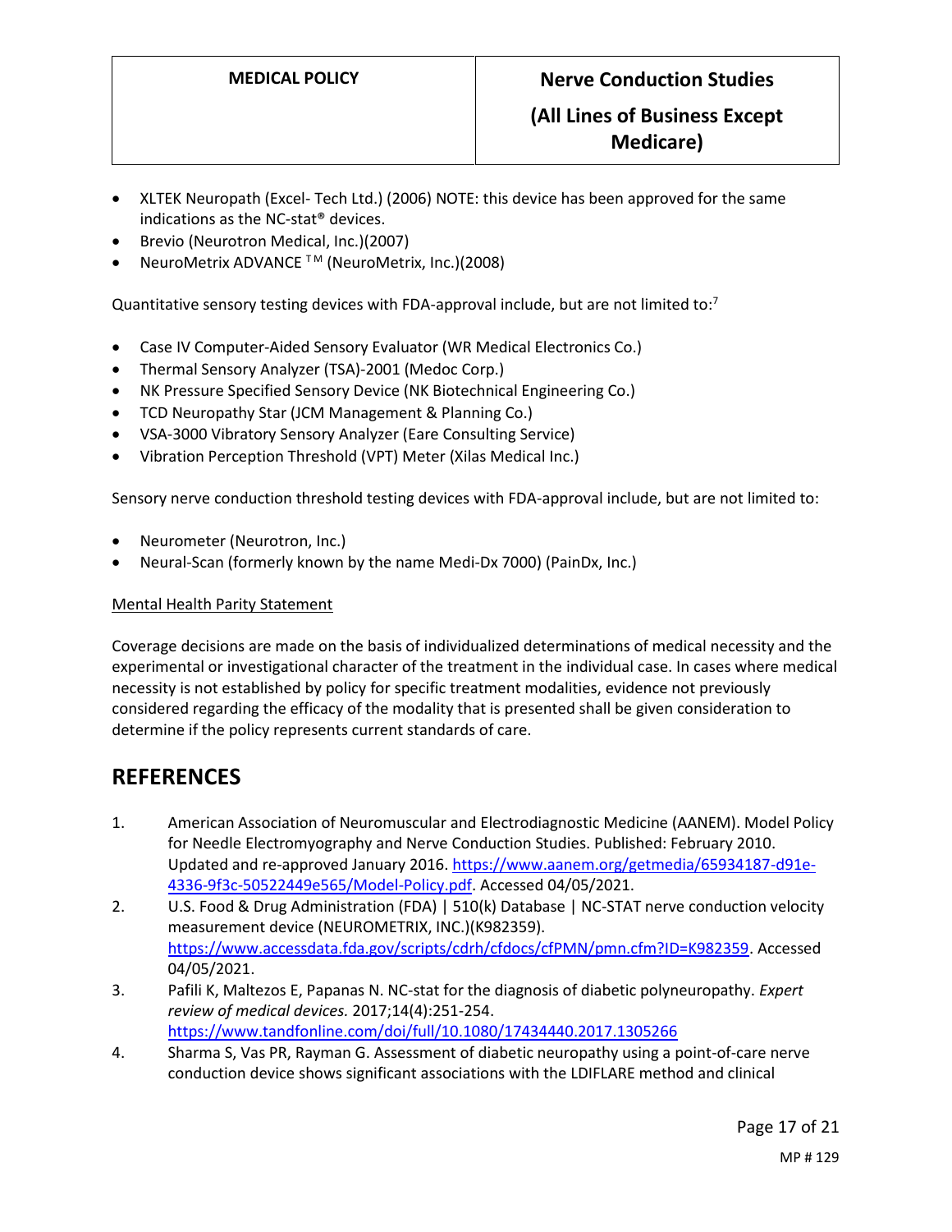- XLTEK Neuropath (Excel- Tech Ltd.) (2006) NOTE: this device has been approved for the same indications as the NC-stat® devices.
- Brevio (Neurotron Medical, Inc.)(2007)
- NeuroMetrix ADVANCE ™ (NeuroMetrix, Inc.)(2008)

Quantitative sensory testing devices with FDA-approval include, but are not limited to:[7]

- Case IV Computer-Aided Sensory Evaluator (WR Medical Electronics Co.)
- Thermal Sensory Analyzer (TSA)-2001 (Medoc Corp.)
- NK Pressure Specified Sensory Device (NK Biotechnical Engineering Co.)
- TCD Neuropathy Star (JCM Management & Planning Co.)
- VSA-3000 Vibratory Sensory Analyzer (Eare Consulting Service)
- Vibration Perception Threshold (VPT) Meter (Xilas Medical Inc.)

Sensory nerve conduction threshold testing devices with FDA-approval include, but are not limited to:

- Neurometer (Neurotron, Inc.)
- Neural-Scan (formerly known by the name Medi-Dx 7000) (PainDx, Inc.)

Mental Health Parity Statement

Coverage decisions are made on the basis of individualized determinations of medical necessity and the experimental or investigational character of the treatment in the individual case. In cases where medical necessity is not established by policy for specific treatment modalities, evidence not previously considered regarding the efficacy of the modality that is presented shall be given consideration to determine if the policy represents current standards of care.

# REFERENCES

1. American Association of Neuromuscular and Electrodiagnostic Medicine (AANEM). Model Policy for Needle Electromyography and Nerve Conduction Studies. Published: February 2010. Updated and re-approved January 2016. https://www.aanem.org/getmedia/65934187-d91e-4336-9f3c-50522449e565/Model-Policy.pdf. Accessed 04/05/2021.
2. U.S. Food & Drug Administration (FDA) | 510(k) Database | NC-STAT nerve conduction velocity measurement device (NEUROMETRIX, INC.)(K982359). https://www.accessdata.fda.gov/scripts/cdrh/cfdocs/cfPMN/pmn.cfm?ID=K982359. Accessed 04/05/2021.
3. Pafili K, Maltezos E, Papanas N. NC-stat for the diagnosis of diabetic polyneuropathy. *Expert review of medical devices.* 2017;14(4):251-254. https://www.tandfonline.com/doi/full/10.1080/17434440.2017.1305266
4. Sharma S, Vas PR, Rayman G. Assessment of diabetic neuropathy using a point-of-care nerve conduction device shows significant associations with the LDIFLARE method and clinical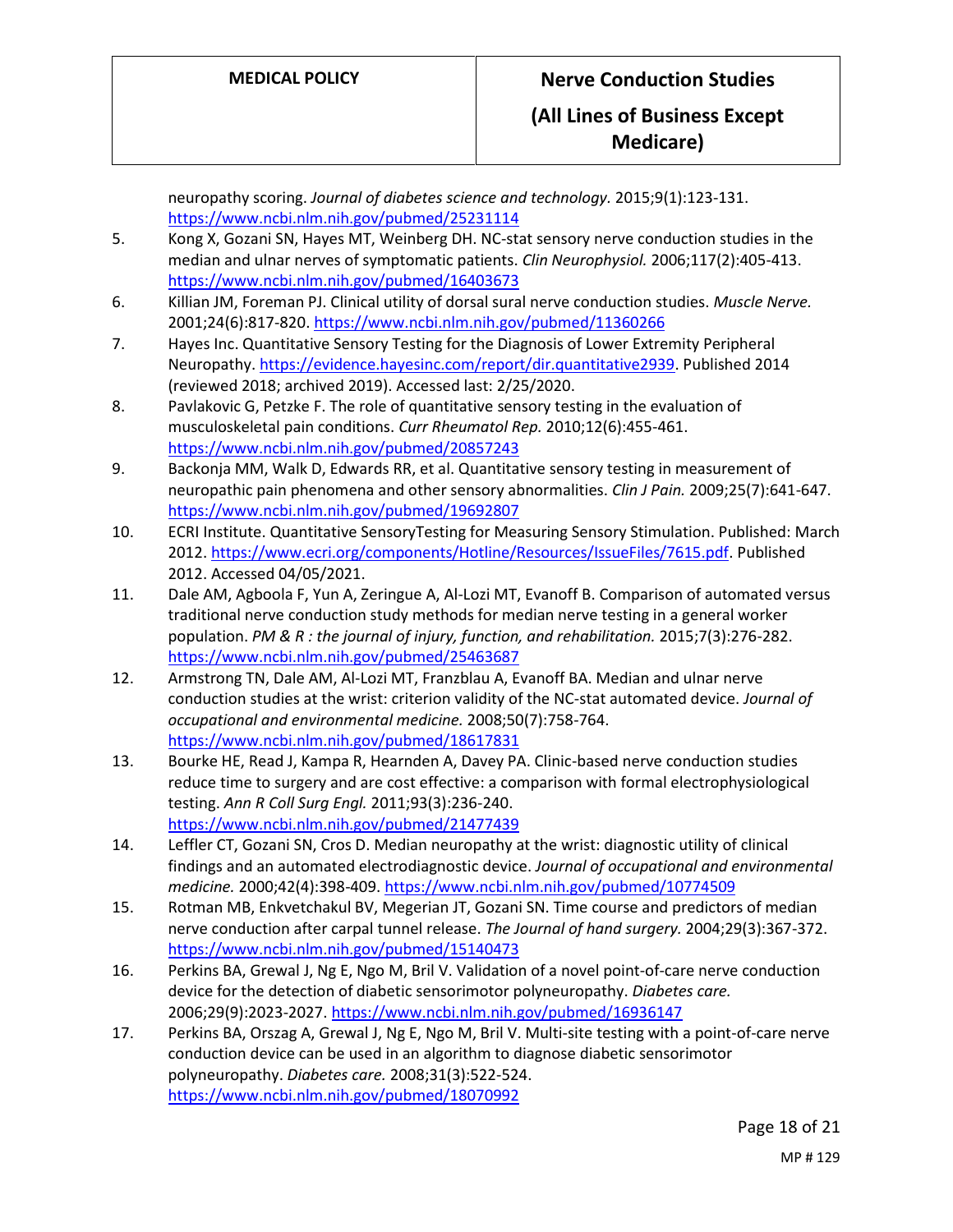neuropathy scoring. *Journal of diabetes science and technology.* 2015;9(1):123-131. https://www.ncbi.nlm.nih.gov/pubmed/25231114

5. Kong X, Gozani SN, Hayes MT, Weinberg DH. NC-stat sensory nerve conduction studies in the median and ulnar nerves of symptomatic patients. *Clin Neurophysiol.* 2006;117(2):405-413. https://www.ncbi.nlm.nih.gov/pubmed/16403673
6. Killian JM, Foreman PJ. Clinical utility of dorsal sural nerve conduction studies. *Muscle Nerve.* 2001;24(6):817-820. https://www.ncbi.nlm.nih.gov/pubmed/11360266
7. Hayes Inc. Quantitative Sensory Testing for the Diagnosis of Lower Extremity Peripheral Neuropathy. https://evidence.hayesinc.com/report/dir.quantitative2939. Published 2014 (reviewed 2018; archived 2019). Accessed last: 2/25/2020.
8. Pavlakovic G, Petzke F. The role of quantitative sensory testing in the evaluation of musculoskeletal pain conditions. *Curr Rheumatol Rep.* 2010;12(6):455-461. https://www.ncbi.nlm.nih.gov/pubmed/20857243
9. Backonja MM, Walk D, Edwards RR, et al. Quantitative sensory testing in measurement of neuropathic pain phenomena and other sensory abnormalities. *Clin J Pain.* 2009;25(7):641-647. https://www.ncbi.nlm.nih.gov/pubmed/19692807
10. ECRI Institute. Quantitative SensoryTesting for Measuring Sensory Stimulation. Published: March 2012. https://www.ecri.org/components/Hotline/Resources/IssueFiles/7615.pdf. Published 2012. Accessed 04/05/2021.
11. Dale AM, Agboola F, Yun A, Zeringue A, Al-Lozi MT, Evanoff B. Comparison of automated versus traditional nerve conduction study methods for median nerve testing in a general worker population. *PM & R : the journal of injury, function, and rehabilitation.* 2015;7(3):276-282. https://www.ncbi.nlm.nih.gov/pubmed/25463687
12. Armstrong TN, Dale AM, Al-Lozi MT, Franzblau A, Evanoff BA. Median and ulnar nerve conduction studies at the wrist: criterion validity of the NC-stat automated device. *Journal of occupational and environmental medicine.* 2008;50(7):758-764. https://www.ncbi.nlm.nih.gov/pubmed/18617831
13. Bourke HE, Read J, Kampa R, Hearnden A, Davey PA. Clinic-based nerve conduction studies reduce time to surgery and are cost effective: a comparison with formal electrophysiological testing. *Ann R Coll Surg Engl.* 2011;93(3):236-240. https://www.ncbi.nlm.nih.gov/pubmed/21477439
14. Leffler CT, Gozani SN, Cros D. Median neuropathy at the wrist: diagnostic utility of clinical findings and an automated electrodiagnostic device. *Journal of occupational and environmental medicine.* 2000;42(4):398-409. https://www.ncbi.nlm.nih.gov/pubmed/10774509
15. Rotman MB, Enkvetchakul BV, Megerian JT, Gozani SN. Time course and predictors of median nerve conduction after carpal tunnel release. *The Journal of hand surgery.* 2004;29(3):367-372. https://www.ncbi.nlm.nih.gov/pubmed/15140473
16. Perkins BA, Grewal J, Ng E, Ngo M, Bril V. Validation of a novel point-of-care nerve conduction device for the detection of diabetic sensorimotor polyneuropathy. *Diabetes care.* 2006;29(9):2023-2027. https://www.ncbi.nlm.nih.gov/pubmed/16936147
17. Perkins BA, Orszag A, Grewal J, Ng E, Ngo M, Bril V. Multi-site testing with a point-of-care nerve conduction device can be used in an algorithm to diagnose diabetic sensorimotor polyneuropathy. *Diabetes care.* 2008;31(3):522-524. https://www.ncbi.nlm.nih.gov/pubmed/18070992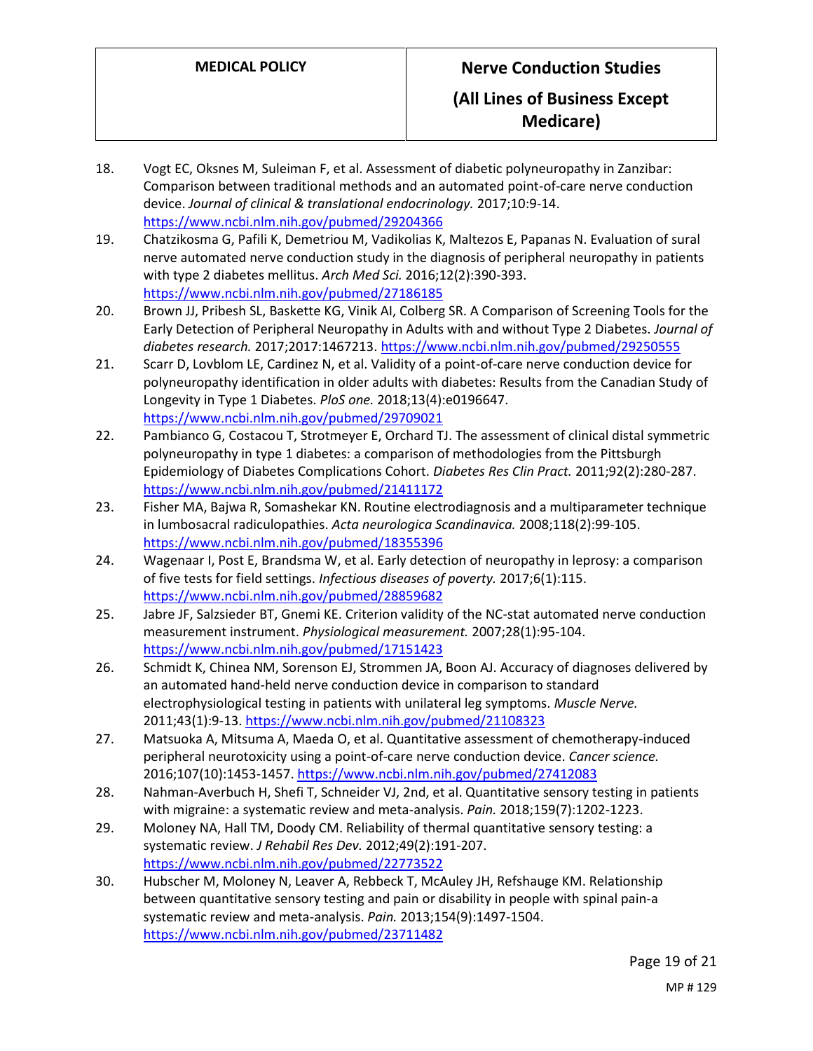18. Vogt EC, Oksnes M, Suleiman F, et al. Assessment of diabetic polyneuropathy in Zanzibar: Comparison between traditional methods and an automated point-of-care nerve conduction device. *Journal of clinical & translational endocrinology.* 2017;10:9-14. https://www.ncbi.nlm.nih.gov/pubmed/29204366
19. Chatzikosma G, Pafili K, Demetriou M, Vadikolias K, Maltezos E, Papanas N. Evaluation of sural nerve automated nerve conduction study in the diagnosis of peripheral neuropathy in patients with type 2 diabetes mellitus. *Arch Med Sci.* 2016;12(2):390-393. https://www.ncbi.nlm.nih.gov/pubmed/27186185
20. Brown JJ, Pribesh SL, Baskette KG, Vinik AI, Colberg SR. A Comparison of Screening Tools for the Early Detection of Peripheral Neuropathy in Adults with and without Type 2 Diabetes. *Journal of diabetes research.* 2017;2017:1467213. https://www.ncbi.nlm.nih.gov/pubmed/29250555
21. Scarr D, Lovblom LE, Cardinez N, et al. Validity of a point-of-care nerve conduction device for polyneuropathy identification in older adults with diabetes: Results from the Canadian Study of Longevity in Type 1 Diabetes. *PloS one.* 2018;13(4):e0196647. https://www.ncbi.nlm.nih.gov/pubmed/29709021
22. Pambianco G, Costacou T, Strotmeyer E, Orchard TJ. The assessment of clinical distal symmetric polyneuropathy in type 1 diabetes: a comparison of methodologies from the Pittsburgh Epidemiology of Diabetes Complications Cohort. *Diabetes Res Clin Pract.* 2011;92(2):280-287. https://www.ncbi.nlm.nih.gov/pubmed/21411172
23. Fisher MA, Bajwa R, Somashekar KN. Routine electrodiagnosis and a multiparameter technique in lumbosacral radiculopathies. *Acta neurologica Scandinavica.* 2008;118(2):99-105. https://www.ncbi.nlm.nih.gov/pubmed/18355396
24. Wagenaar I, Post E, Brandsma W, et al. Early detection of neuropathy in leprosy: a comparison of five tests for field settings. *Infectious diseases of poverty.* 2017;6(1):115. https://www.ncbi.nlm.nih.gov/pubmed/28859682
25. Jabre JF, Salzsieder BT, Gnemi KE. Criterion validity of the NC-stat automated nerve conduction measurement instrument. *Physiological measurement.* 2007;28(1):95-104. https://www.ncbi.nlm.nih.gov/pubmed/17151423
26. Schmidt K, Chinea NM, Sorenson EJ, Strommen JA, Boon AJ. Accuracy of diagnoses delivered by an automated hand-held nerve conduction device in comparison to standard electrophysiological testing in patients with unilateral leg symptoms. *Muscle Nerve.* 2011;43(1):9-13. https://www.ncbi.nlm.nih.gov/pubmed/21108323
27. Matsuoka A, Mitsuma A, Maeda O, et al. Quantitative assessment of chemotherapy-induced peripheral neurotoxicity using a point-of-care nerve conduction device. *Cancer science.* 2016;107(10):1453-1457. https://www.ncbi.nlm.nih.gov/pubmed/27412083
28. Nahman-Averbuch H, Shefi T, Schneider VJ, 2nd, et al. Quantitative sensory testing in patients with migraine: a systematic review and meta-analysis. *Pain.* 2018;159(7):1202-1223.
29. Moloney NA, Hall TM, Doody CM. Reliability of thermal quantitative sensory testing: a systematic review. *J Rehabil Res Dev.* 2012;49(2):191-207. https://www.ncbi.nlm.nih.gov/pubmed/22773522
30. Hubscher M, Moloney N, Leaver A, Rebbeck T, McAuley JH, Refshauge KM. Relationship between quantitative sensory testing and pain or disability in people with spinal pain-a systematic review and meta-analysis. *Pain.* 2013;154(9):1497-1504. https://www.ncbi.nlm.nih.gov/pubmed/23711482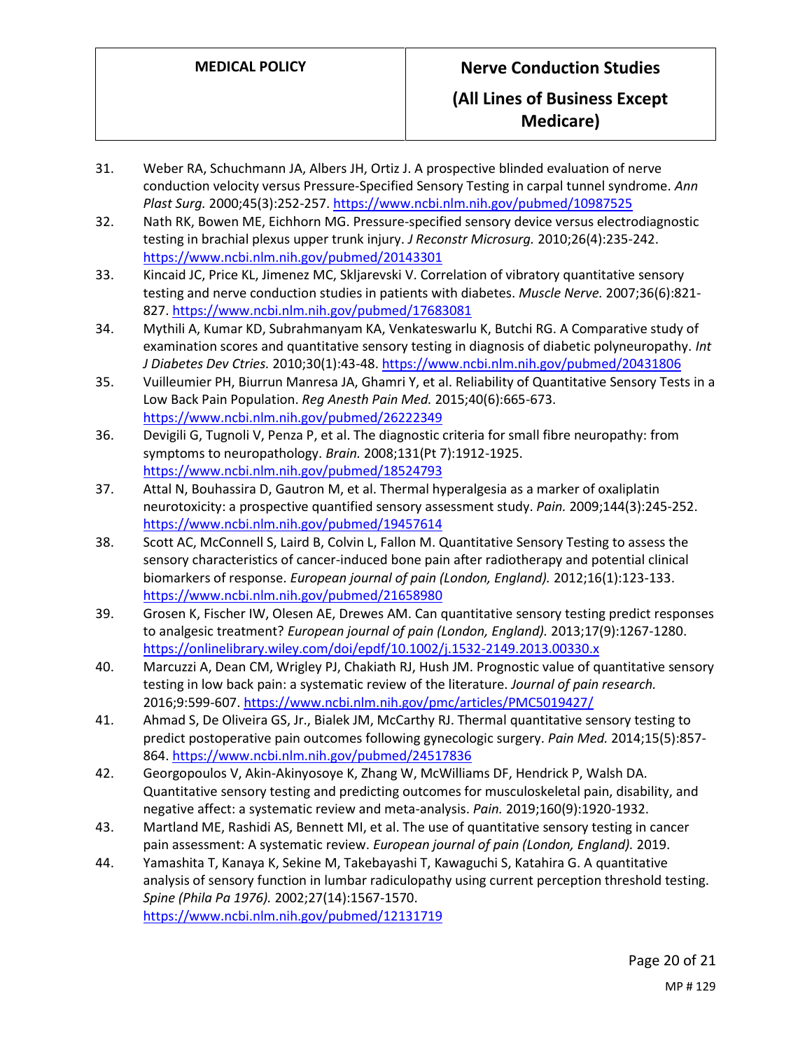31. Weber RA, Schuchmann JA, Albers JH, Ortiz J. A prospective blinded evaluation of nerve conduction velocity versus Pressure-Specified Sensory Testing in carpal tunnel syndrome. *Ann Plast Surg.* 2000;45(3):252-257. https://www.ncbi.nlm.nih.gov/pubmed/10987525
32. Nath RK, Bowen ME, Eichhorn MG. Pressure-specified sensory device versus electrodiagnostic testing in brachial plexus upper trunk injury. *J Reconstr Microsurg.* 2010;26(4):235-242. https://www.ncbi.nlm.nih.gov/pubmed/20143301
33. Kincaid JC, Price KL, Jimenez MC, Skljarevski V. Correlation of vibratory quantitative sensory testing and nerve conduction studies in patients with diabetes. *Muscle Nerve.* 2007;36(6):821-827. https://www.ncbi.nlm.nih.gov/pubmed/17683081
34. Mythili A, Kumar KD, Subrahmanyam KA, Venkateswarlu K, Butchi RG. A Comparative study of examination scores and quantitative sensory testing in diagnosis of diabetic polyneuropathy. *Int J Diabetes Dev Ctries.* 2010;30(1):43-48. https://www.ncbi.nlm.nih.gov/pubmed/20431806
35. Vuilleumier PH, Biurrun Manresa JA, Ghamri Y, et al. Reliability of Quantitative Sensory Tests in a Low Back Pain Population. *Reg Anesth Pain Med.* 2015;40(6):665-673. https://www.ncbi.nlm.nih.gov/pubmed/26222349
36. Devigili G, Tugnoli V, Penza P, et al. The diagnostic criteria for small fibre neuropathy: from symptoms to neuropathology. *Brain.* 2008;131(Pt 7):1912-1925. https://www.ncbi.nlm.nih.gov/pubmed/18524793
37. Attal N, Bouhassira D, Gautron M, et al. Thermal hyperalgesia as a marker of oxaliplatin neurotoxicity: a prospective quantified sensory assessment study. *Pain.* 2009;144(3):245-252. https://www.ncbi.nlm.nih.gov/pubmed/19457614
38. Scott AC, McConnell S, Laird B, Colvin L, Fallon M. Quantitative Sensory Testing to assess the sensory characteristics of cancer-induced bone pain after radiotherapy and potential clinical biomarkers of response. *European journal of pain (London, England).* 2012;16(1):123-133. https://www.ncbi.nlm.nih.gov/pubmed/21658980
39. Grosen K, Fischer IW, Olesen AE, Drewes AM. Can quantitative sensory testing predict responses to analgesic treatment? *European journal of pain (London, England).* 2013;17(9):1267-1280. https://onlinelibrary.wiley.com/doi/epdf/10.1002/j.1532-2149.2013.00330.x
40. Marcuzzi A, Dean CM, Wrigley PJ, Chakiath RJ, Hush JM. Prognostic value of quantitative sensory testing in low back pain: a systematic review of the literature. *Journal of pain research.* 2016;9:599-607. https://www.ncbi.nlm.nih.gov/pmc/articles/PMC5019427/
41. Ahmad S, De Oliveira GS, Jr., Bialek JM, McCarthy RJ. Thermal quantitative sensory testing to predict postoperative pain outcomes following gynecologic surgery. *Pain Med.* 2014;15(5):857-864. https://www.ncbi.nlm.nih.gov/pubmed/24517836
42. Georgopoulos V, Akin-Akinyosoye K, Zhang W, McWilliams DF, Hendrick P, Walsh DA. Quantitative sensory testing and predicting outcomes for musculoskeletal pain, disability, and negative affect: a systematic review and meta-analysis. *Pain.* 2019;160(9):1920-1932.
43. Martland ME, Rashidi AS, Bennett MI, et al. The use of quantitative sensory testing in cancer pain assessment: A systematic review. *European journal of pain (London, England).* 2019.
44. Yamashita T, Kanaya K, Sekine M, Takebayashi T, Kawaguchi S, Katahira G. A quantitative analysis of sensory function in lumbar radiculopathy using current perception threshold testing. *Spine (Phila Pa 1976).* 2002;27(14):1567-1570. https://www.ncbi.nlm.nih.gov/pubmed/12131719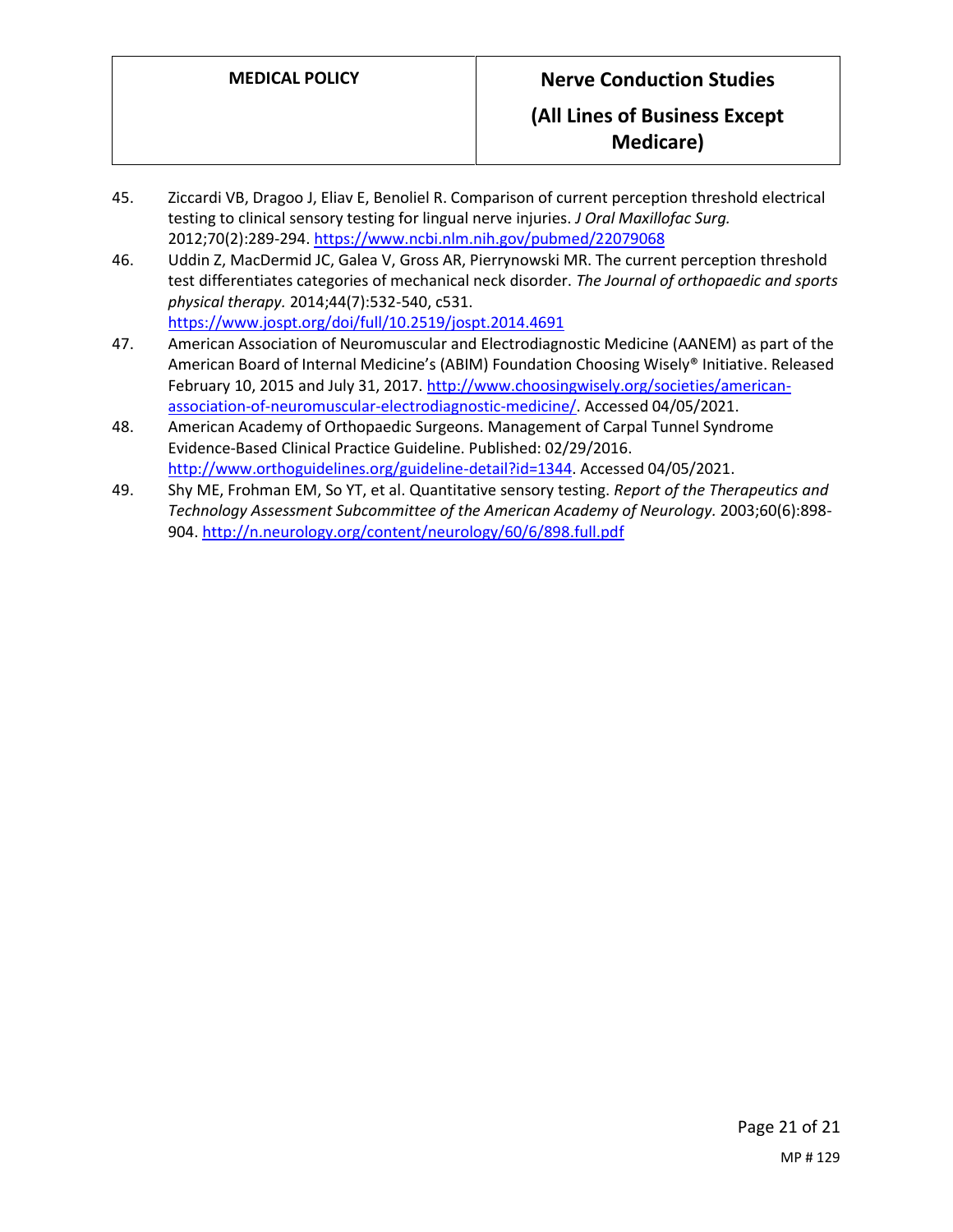45. Ziccardi VB, Dragoo J, Eliav E, Benoliel R. Comparison of current perception threshold electrical testing to clinical sensory testing for lingual nerve injuries. *J Oral Maxillofac Surg.* 2012;70(2):289-294. https://www.ncbi.nlm.nih.gov/pubmed/22079068
46. Uddin Z, MacDermid JC, Galea V, Gross AR, Pierrynowski MR. The current perception threshold test differentiates categories of mechanical neck disorder. *The Journal of orthopaedic and sports physical therapy.* 2014;44(7):532-540, c531. https://www.jospt.org/doi/full/10.2519/jospt.2014.4691
47. American Association of Neuromuscular and Electrodiagnostic Medicine (AANEM) as part of the American Board of Internal Medicine's (ABIM) Foundation Choosing Wisely® Initiative. Released February 10, 2015 and July 31, 2017. http://www.choosingwisely.org/societies/american-association-of-neuromuscular-electrodiagnostic-medicine/. Accessed 04/05/2021.
48. American Academy of Orthopaedic Surgeons. Management of Carpal Tunnel Syndrome Evidence-Based Clinical Practice Guideline. Published: 02/29/2016. http://www.orthoguidelines.org/guideline-detail?id=1344. Accessed 04/05/2021.
49. Shy ME, Frohman EM, So YT, et al. Quantitative sensory testing. *Report of the Therapeutics and Technology Assessment Subcommittee of the American Academy of Neurology.* 2003;60(6):898-904. http://n.neurology.org/content/neurology/60/6/898.full.pdf